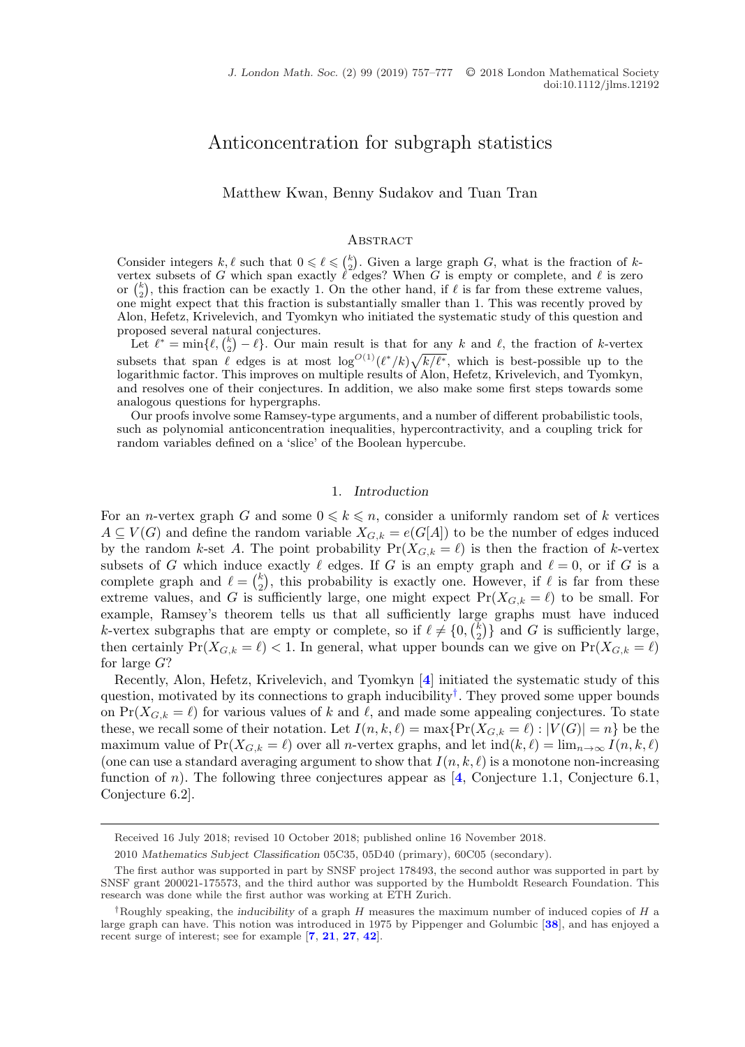# Anticoncentration for subgraph statistics

Matthew Kwan, Benny Sudakov and Tuan Tran

## Abstract

Consider integers $k, \ell$ such that $0 \leqslant \ell \leqslant \binom{k}{2}$. Given a large graph $G$, what is the fraction of $k$-vertex subsets of $G$ which span exactly $\ell$ edges? When $G$ is empty or complete, and $\ell$ is zero or $\binom{k}{2}$, this fraction can be exactly 1. On the other hand, if $\ell$ is far from these extreme values, one might expect that this fraction is substantially smaller than 1. This was recently proved by Alon, Hefetz, Krivelevich, and Tyomkyn who initiated the systematic study of this question and proposed several natural conjectures.

Let $\ell^* = \min\{\ell, \binom{k}{2} - \ell\}$. Our main result is that for any $k$ and $\ell$, the fraction of $k$-vertex subsets that span $\ell$ edges is at most $\log^{O(1)}(\ell^*/k)\sqrt{k/\ell^*}$, which is best-possible up to the logarithmic factor. This improves on multiple results of Alon, Hefetz, Krivelevich, and Tyomkyn, and resolves one of their conjectures. In addition, we also make some first steps towards some analogous questions for hypergraphs.

Our proofs involve some Ramsey-type arguments, and a number of different probabilistic tools, such as polynomial anticoncentration inequalities, hypercontractivity, and a coupling trick for random variables defined on a 'slice' of the Boolean hypercube.

## 1. *Introduction*

For an $n$-vertex graph $G$ and some $0 \leqslant k \leqslant n$, consider a uniformly random set of $k$ vertices $A \subseteq V(G)$ and define the random variable $X_{G,k} = e(G[A])$ to be the number of edges induced by the random $k$-set $A$. The point probability $\Pr(X_{G,k} = \ell)$ is then the fraction of $k$-vertex subsets of $G$ which induce exactly $\ell$ edges. If $G$ is an empty graph and $\ell = 0$, or if $G$ is a complete graph and $\ell = \binom{k}{2}$, this probability is exactly one. However, if $\ell$ is far from these extreme values, and $G$ is sufficiently large, one might expect $\Pr(X_{G,k} = \ell)$ to be small. For example, Ramsey's theorem tells us that all sufficiently large graphs must have induced $k$-vertex subgraphs that are empty or complete, so if $\ell \neq \{0, \binom{k}{2}\}$ and $G$ is sufficiently large, then certainly $\Pr(X_{G,k} = \ell) < 1$. In general, what upper bounds can we give on $\Pr(X_{G,k} = \ell)$ for large $G$?

Recently, Alon, Hefetz, Krivelevich, and Tyomkyn [4] initiated the systematic study of this question, motivated by its connections to graph inducibility[†]. They proved some upper bounds on $\Pr(X_{G,k} = \ell)$ for various values of $k$ and $\ell$, and made some appealing conjectures. To state these, we recall some of their notation. Let $I(n, k, \ell) = \max\{\Pr(X_{G,k} = \ell) : |V(G)| = n\}$ be the maximum value of $\Pr(X_{G,k} = \ell)$ over all $n$-vertex graphs, and let $\text{ind}(k, \ell) = \lim_{n\to\infty} I(n, k, \ell)$ (one can use a standard averaging argument to show that $I(n, k, \ell)$ is a monotone non-increasing function of $n$). The following three conjectures appear as [4, Conjecture 1.1, Conjecture 6.1, Conjecture 6.2].

---

Received 16 July 2018; revised 10 October 2018; published online 16 November 2018.

2010 *Mathematics Subject Classification* 05C35, 05D40 (primary), 60C05 (secondary).

The first author was supported in part by SNSF project 178493, the second author was supported in part by SNSF grant 200021-175573, and the third author was supported by the Humboldt Research Foundation. This research was done while the first author was working at ETH Zurich.

[†]Roughly speaking, the *inducibility* of a graph $H$ measures the maximum number of induced copies of $H$ a large graph can have. This notion was introduced in 1975 by Pippenger and Golumbic [38], and has enjoyed a recent surge of interest; see for example [7, 21, 27, 42].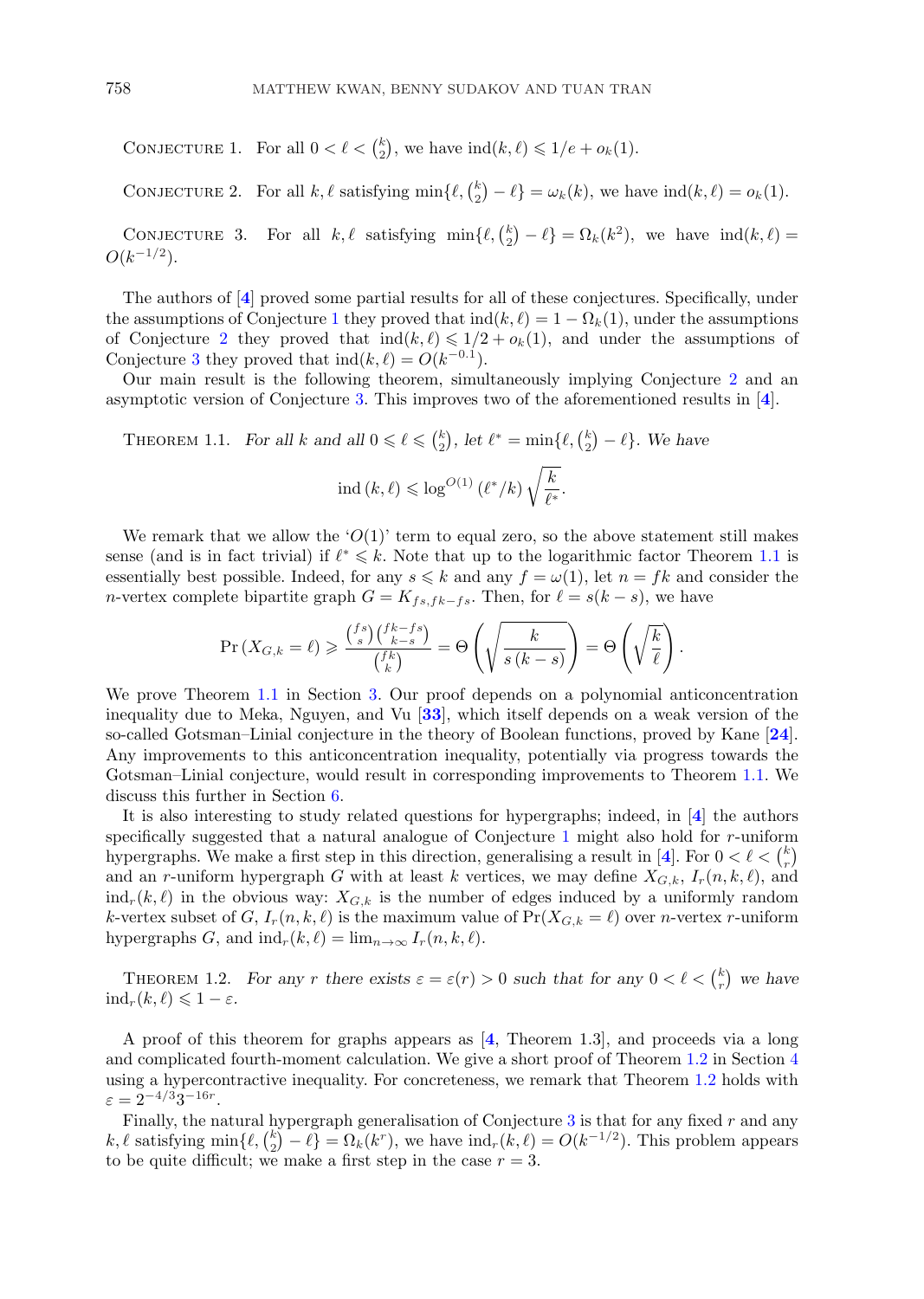CONJECTURE 1. For all $0 < \ell < \binom{k}{2}$, we have $\mathrm{ind}(k,\ell) \leqslant 1/e + o_k(1)$.

CONJECTURE 2. For all $k, \ell$ satisfying $\min\{\ell, \binom{k}{2} - \ell\} = \omega_k(k)$, we have $\mathrm{ind}(k,\ell) = o_k(1)$.

CONJECTURE 3. For all $k, \ell$ satisfying $\min\{\ell, \binom{k}{2} - \ell\} = \Omega_k(k^2)$, we have $\mathrm{ind}(k,\ell) = O(k^{-1/2})$.

The authors of [4] proved some partial results for all of these conjectures. Specifically, under the assumptions of Conjecture 1 they proved that $\mathrm{ind}(k,\ell) = 1 - \Omega_k(1)$, under the assumptions of Conjecture 2 they proved that $\mathrm{ind}(k,\ell) \leqslant 1/2 + o_k(1)$, and under the assumptions of Conjecture 3 they proved that $\mathrm{ind}(k,\ell) = O(k^{-0.1})$.

Our main result is the following theorem, simultaneously implying Conjecture 2 and an asymptotic version of Conjecture 3. This improves two of the aforementioned results in [4].

THEOREM 1.1. *For all $k$ and all $0 \leqslant \ell \leqslant \binom{k}{2}$, let $\ell^* = \min\{\ell, \binom{k}{2} - \ell\}$. We have*

$$\mathrm{ind}\,(k,\ell) \leqslant \log^{O(1)}(\ell^*/k)\sqrt{\frac{k}{\ell^*}}.$$

We remark that we allow the '$O(1)$' term to equal zero, so the above statement still makes sense (and is in fact trivial) if $\ell^* \leqslant k$. Note that up to the logarithmic factor Theorem 1.1 is essentially best possible. Indeed, for any $s \leqslant k$ and any $f = \omega(1)$, let $n = fk$ and consider the $n$-vertex complete bipartite graph $G = K_{fs, fk-fs}$. Then, for $\ell = s(k-s)$, we have

$$\Pr(X_{G,k} = \ell) \geqslant \frac{\binom{fs}{s}\binom{fk-fs}{k-s}}{\binom{fk}{k}} = \Theta\left(\sqrt{\frac{k}{s(k-s)}}\right) = \Theta\left(\sqrt{\frac{k}{\ell}}\right).$$

We prove Theorem 1.1 in Section 3. Our proof depends on a polynomial anticoncentration inequality due to Meka, Nguyen, and Vu [33], which itself depends on a weak version of the so-called Gotsman–Linial conjecture in the theory of Boolean functions, proved by Kane [24]. Any improvements to this anticoncentration inequality, potentially via progress towards the Gotsman–Linial conjecture, would result in corresponding improvements to Theorem 1.1. We discuss this further in Section 6.

It is also interesting to study related questions for hypergraphs; indeed, in [4] the authors specifically suggested that a natural analogue of Conjecture 1 might also hold for $r$-uniform hypergraphs. We make a first step in this direction, generalising a result in [4]. For $0 < \ell < \binom{k}{r}$ and an $r$-uniform hypergraph $G$ with at least $k$ vertices, we may define $X_{G,k}$, $I_r(n,k,\ell)$, and $\mathrm{ind}_r(k,\ell)$ in the obvious way: $X_{G,k}$ is the number of edges induced by a uniformly random $k$-vertex subset of $G$, $I_r(n,k,\ell)$ is the maximum value of $\Pr(X_{G,k} = \ell)$ over $n$-vertex $r$-uniform hypergraphs $G$, and $\mathrm{ind}_r(k,\ell) = \lim_{n\to\infty} I_r(n,k,\ell)$.

THEOREM 1.2. *For any $r$ there exists $\varepsilon = \varepsilon(r) > 0$ such that for any $0 < \ell < \binom{k}{r}$ we have $\mathrm{ind}_r(k,\ell) \leqslant 1 - \varepsilon$.*

A proof of this theorem for graphs appears as [4, Theorem 1.3], and proceeds via a long and complicated fourth-moment calculation. We give a short proof of Theorem 1.2 in Section 4 using a hypercontractive inequality. For concreteness, we remark that Theorem 1.2 holds with $\varepsilon = 2^{-4/3}3^{-16r}$.

Finally, the natural hypergraph generalisation of Conjecture 3 is that for any fixed $r$ and any $k, \ell$ satisfying $\min\{\ell, \binom{k}{2} - \ell\} = \Omega_k(k^r)$, we have $\mathrm{ind}_r(k,\ell) = O(k^{-1/2})$. This problem appears to be quite difficult; we make a first step in the case $r = 3$.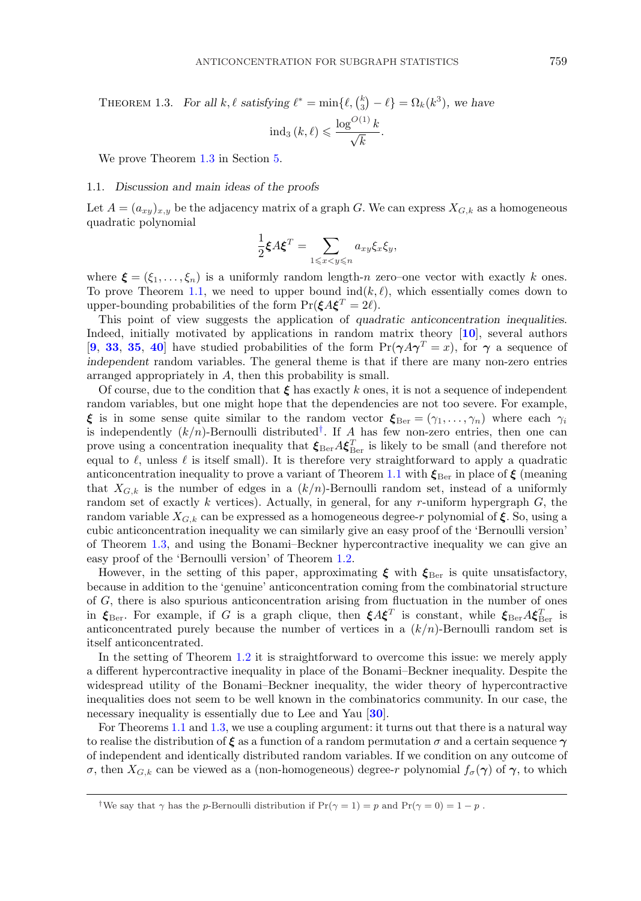THEOREM 1.3. *For all $k, \ell$ satisfying $\ell^* = \min\{\ell, \binom{k}{3} - \ell\} = \Omega_k(k^3)$, we have*

$$\mathrm{ind}_3(k,\ell) \leqslant \frac{\log^{O(1)} k}{\sqrt{k}}.$$

We prove Theorem 1.3 in Section 5.

## 1.1. *Discussion and main ideas of the proofs*

Let $A = (a_{xy})_{x,y}$ be the adjacency matrix of a graph $G$. We can express $X_{G,k}$ as a homogeneous quadratic polynomial

$$\frac{1}{2}\boldsymbol{\xi} A \boldsymbol{\xi}^T = \sum_{1 \leqslant x < y \leqslant n} a_{xy}\xi_x \xi_y,$$

where $\boldsymbol{\xi} = (\xi_1, \ldots, \xi_n)$ is a uniformly random length-$n$ zero–one vector with exactly $k$ ones. To prove Theorem 1.1, we need to upper bound $\mathrm{ind}(k,\ell)$, which essentially comes down to upper-bounding probabilities of the form $\Pr(\boldsymbol{\xi} A \boldsymbol{\xi}^T = 2\ell)$.

This point of view suggests the application of *quadratic anticoncentration inequalities*. Indeed, initially motivated by applications in random matrix theory [**10**], several authors [**9**, **33**, **35**, **40**] have studied probabilities of the form $\Pr(\boldsymbol{\gamma} A \boldsymbol{\gamma}^T = x)$, for $\boldsymbol{\gamma}$ a sequence of *independent* random variables. The general theme is that if there are many non-zero entries arranged appropriately in $A$, then this probability is small.

Of course, due to the condition that $\boldsymbol{\xi}$ has exactly $k$ ones, it is not a sequence of independent random variables, but one might hope that the dependencies are not too severe. For example, $\boldsymbol{\xi}$ is in some sense quite similar to the random vector $\boldsymbol{\xi}_{\mathrm{Ber}} = (\gamma_1, \ldots, \gamma_n)$ where each $\gamma_i$ is independently $(k/n)$-Bernoulli distributed†. If $A$ has few non-zero entries, then one can prove using a concentration inequality that $\boldsymbol{\xi}_{\mathrm{Ber}} A \boldsymbol{\xi}_{\mathrm{Ber}}^T$ is likely to be small (and therefore not equal to $\ell$, unless $\ell$ is itself small). It is therefore very straightforward to apply a quadratic anticoncentration inequality to prove a variant of Theorem 1.1 with $\boldsymbol{\xi}_{\mathrm{Ber}}$ in place of $\boldsymbol{\xi}$ (meaning that $X_{G,k}$ is the number of edges in a $(k/n)$-Bernoulli random set, instead of a uniformly random set of exactly $k$ vertices). Actually, in general, for any $r$-uniform hypergraph $G$, the random variable $X_{G,k}$ can be expressed as a homogeneous degree-$r$ polynomial of $\boldsymbol{\xi}$. So, using a cubic anticoncentration inequality we can similarly give an easy proof of the 'Bernoulli version' of Theorem 1.3, and using the Bonami–Beckner hypercontractive inequality we can give an easy proof of the 'Bernoulli version' of Theorem 1.2.

However, in the setting of this paper, approximating $\boldsymbol{\xi}$ with $\boldsymbol{\xi}_{\mathrm{Ber}}$ is quite unsatisfactory, because in addition to the 'genuine' anticoncentration coming from the combinatorial structure of $G$, there is also spurious anticoncentration arising from fluctuation in the number of ones in $\boldsymbol{\xi}_{\mathrm{Ber}}$. For example, if $G$ is a graph clique, then $\boldsymbol{\xi} A \boldsymbol{\xi}^T$ is constant, while $\boldsymbol{\xi}_{\mathrm{Ber}} A \boldsymbol{\xi}_{\mathrm{Ber}}^T$ is anticoncentrated purely because the number of vertices in a $(k/n)$-Bernoulli random set is itself anticoncentrated.

In the setting of Theorem 1.2 it is straightforward to overcome this issue: we merely apply a different hypercontractive inequality in place of the Bonami–Beckner inequality. Despite the widespread utility of the Bonami–Beckner inequality, the wider theory of hypercontractive inequalities does not seem to be well known in the combinatorics community. In our case, the necessary inequality is essentially due to Lee and Yau [**30**].

For Theorems 1.1 and 1.3, we use a coupling argument: it turns out that there is a natural way to realise the distribution of $\boldsymbol{\xi}$ as a function of a random permutation $\sigma$ and a certain sequence $\boldsymbol{\gamma}$ of independent and identically distributed random variables. If we condition on any outcome of $\sigma$, then $X_{G,k}$ can be viewed as a (non-homogeneous) degree-$r$ polynomial $f_\sigma(\boldsymbol{\gamma})$ of $\boldsymbol{\gamma}$, to which

†We say that $\gamma$ has the $p$-Bernoulli distribution if $\Pr(\gamma = 1) = p$ and $\Pr(\gamma = 0) = 1 - p$ .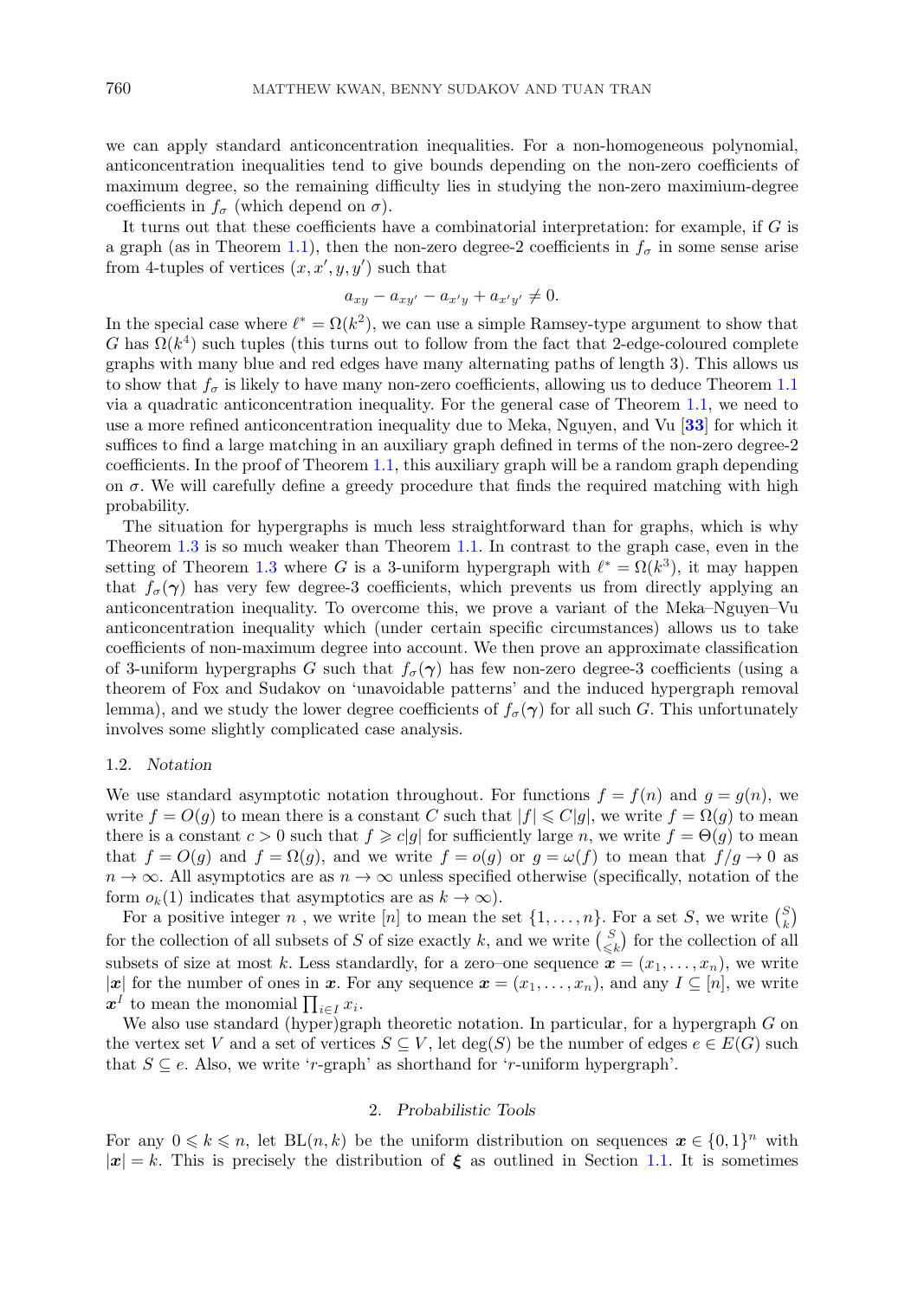we can apply standard anticoncentration inequalities. For a non-homogeneous polynomial, anticoncentration inequalities tend to give bounds depending on the non-zero coefficients of maximum degree, so the remaining difficulty lies in studying the non-zero maximium-degree coefficients in $f_\sigma$ (which depend on $\sigma$).

It turns out that these coefficients have a combinatorial interpretation: for example, if $G$ is a graph (as in Theorem 1.1), then the non-zero degree-2 coefficients in $f_\sigma$ in some sense arise from 4-tuples of vertices $(x, x', y, y')$ such that

$$a_{xy} - a_{xy'} - a_{x'y} + a_{x'y'} \neq 0.$$

In the special case where $\ell^* = \Omega(k^2)$, we can use a simple Ramsey-type argument to show that $G$ has $\Omega(k^4)$ such tuples (this turns out to follow from the fact that 2-edge-coloured complete graphs with many blue and red edges have many alternating paths of length 3). This allows us to show that $f_\sigma$ is likely to have many non-zero coefficients, allowing us to deduce Theorem 1.1 via a quadratic anticoncentration inequality. For the general case of Theorem 1.1, we need to use a more refined anticoncentration inequality due to Meka, Nguyen, and Vu [**33**] for which it suffices to find a large matching in an auxiliary graph defined in terms of the non-zero degree-2 coefficients. In the proof of Theorem 1.1, this auxiliary graph will be a random graph depending on $\sigma$. We will carefully define a greedy procedure that finds the required matching with high probability.

The situation for hypergraphs is much less straightforward than for graphs, which is why Theorem 1.3 is so much weaker than Theorem 1.1. In contrast to the graph case, even in the setting of Theorem 1.3 where $G$ is a 3-uniform hypergraph with $\ell^* = \Omega(k^3)$, it may happen that $f_\sigma(\boldsymbol{\gamma})$ has very few degree-3 coefficients, which prevents us from directly applying an anticoncentration inequality. To overcome this, we prove a variant of the Meka–Nguyen–Vu anticoncentration inequality which (under certain specific circumstances) allows us to take coefficients of non-maximum degree into account. We then prove an approximate classification of 3-uniform hypergraphs $G$ such that $f_\sigma(\boldsymbol{\gamma})$ has few non-zero degree-3 coefficients (using a theorem of Fox and Sudakov on 'unavoidable patterns' and the induced hypergraph removal lemma), and we study the lower degree coefficients of $f_\sigma(\boldsymbol{\gamma})$ for all such $G$. This unfortunately involves some slightly complicated case analysis.

### 1.2. *Notation*

We use standard asymptotic notation throughout. For functions $f = f(n)$ and $g = g(n)$, we write $f = O(g)$ to mean there is a constant $C$ such that $|f| \leqslant C|g|$, we write $f = \Omega(g)$ to mean there is a constant $c > 0$ such that $f \geqslant c|g|$ for sufficiently large $n$, we write $f = \Theta(g)$ to mean that $f = O(g)$ and $f = \Omega(g)$, and we write $f = o(g)$ or $g = \omega(f)$ to mean that $f/g \to 0$ as $n \to \infty$. All asymptotics are as $n \to \infty$ unless specified otherwise (specifically, notation of the form $o_k(1)$ indicates that asymptotics are as $k \to \infty$).

For a positive integer $n$ , we write $[n]$ to mean the set $\{1, \ldots, n\}$. For a set $S$, we write $\binom{S}{k}$ for the collection of all subsets of $S$ of size exactly $k$, and we write $\binom{S}{\leqslant k}$ for the collection of all subsets of size at most $k$. Less standardly, for a zero–one sequence $\boldsymbol{x} = (x_1, \ldots, x_n)$, we write $|\boldsymbol{x}|$ for the number of ones in $\boldsymbol{x}$. For any sequence $\boldsymbol{x} = (x_1, \ldots, x_n)$, and any $I \subseteq [n]$, we write $\boldsymbol{x}^I$ to mean the monomial $\prod_{i \in I} x_i$.

We also use standard (hyper)graph theoretic notation. In particular, for a hypergraph $G$ on the vertex set $V$ and a set of vertices $S \subseteq V$, let $\deg(S)$ be the number of edges $e \in E(G)$ such that $S \subseteq e$. Also, we write '$r$-graph' as shorthand for '$r$-uniform hypergraph'.

## 2. *Probabilistic Tools*

For any $0 \leqslant k \leqslant n$, let $\mathrm{BL}(n, k)$ be the uniform distribution on sequences $\boldsymbol{x} \in \{0,1\}^n$ with $|\boldsymbol{x}| = k$. This is precisely the distribution of $\boldsymbol{\xi}$ as outlined in Section 1.1. It is sometimes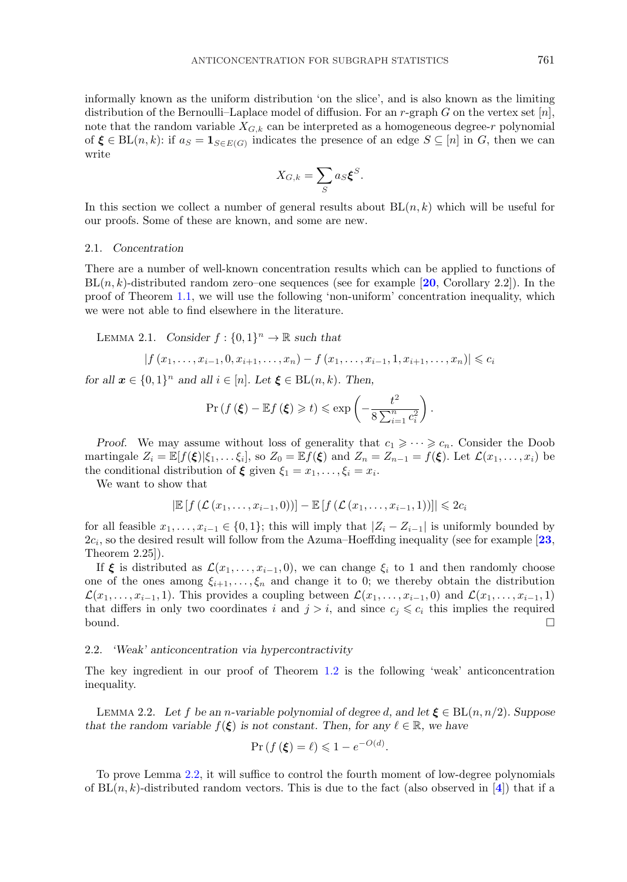informally known as the uniform distribution 'on the slice', and is also known as the limiting distribution of the Bernoulli–Laplace model of diffusion. For an $r$-graph $G$ on the vertex set $[n]$, note that the random variable $X_{G,k}$ can be interpreted as a homogeneous degree-$r$ polynomial of $\boldsymbol{\xi} \in \mathrm{BL}(n,k)$: if $a_S = \mathbf{1}_{S \in E(G)}$ indicates the presence of an edge $S \subseteq [n]$ in $G$, then we can write

$$X_{G,k} = \sum_S a_S \boldsymbol{\xi}^S.$$

In this section we collect a number of general results about $\mathrm{BL}(n,k)$ which will be useful for our proofs. Some of these are known, and some are new.

## 2.1. *Concentration*

There are a number of well-known concentration results which can be applied to functions of $\mathrm{BL}(n,k)$-distributed random zero–one sequences (see for example [**20**, Corollary 2.2]). In the proof of Theorem 1.1, we will use the following 'non-uniform' concentration inequality, which we were not able to find elsewhere in the literature.

LEMMA 2.1. *Consider $f : \{0,1\}^n \to \mathbb{R}$ such that*

$$|f(x_1, \ldots, x_{i-1}, 0, x_{i+1}, \ldots, x_n) - f(x_1, \ldots, x_{i-1}, 1, x_{i+1}, \ldots, x_n)| \leqslant c_i$$

*for all $\boldsymbol{x} \in \{0,1\}^n$ and all $i \in [n]$. Let $\boldsymbol{\xi} \in \mathrm{BL}(n,k)$. Then,*

$$\Pr\left(f(\boldsymbol{\xi}) - \mathbb{E}f(\boldsymbol{\xi}) \geqslant t\right) \leqslant \exp\left(-\frac{t^2}{8\sum_{i=1}^n c_i^2}\right).$$

*Proof.* We may assume without loss of generality that $c_1 \geqslant \cdots \geqslant c_n$. Consider the Doob martingale $Z_i = \mathbb{E}[f(\boldsymbol{\xi})|\xi_1, \ldots \xi_i]$, so $Z_0 = \mathbb{E}f(\boldsymbol{\xi})$ and $Z_n = Z_{n-1} = f(\boldsymbol{\xi})$. Let $\mathcal{L}(x_1, \ldots, x_i)$ be the conditional distribution of $\boldsymbol{\xi}$ given $\xi_1 = x_1, \ldots, \xi_i = x_i$.

We want to show that

$$|\mathbb{E}\left[f\left(\mathcal{L}\left(x_1, \ldots, x_{i-1}, 0\right)\right)\right] - \mathbb{E}\left[f\left(\mathcal{L}\left(x_1, \ldots, x_{i-1}, 1\right)\right)\right]| \leqslant 2c_i$$

for all feasible $x_1, \ldots, x_{i-1} \in \{0,1\}$; this will imply that $|Z_i - Z_{i-1}|$ is uniformly bounded by $2c_i$, so the desired result will follow from the Azuma–Hoeffding inequality (see for example [**23**, Theorem 2.25]).

If $\boldsymbol{\xi}$ is distributed as $\mathcal{L}(x_1, \ldots, x_{i-1}, 0)$, we can change $\xi_i$ to 1 and then randomly choose one of the ones among $\xi_{i+1}, \ldots, \xi_n$ and change it to 0; we thereby obtain the distribution $\mathcal{L}(x_1, \ldots, x_{i-1}, 1)$. This provides a coupling between $\mathcal{L}(x_1, \ldots, x_{i-1}, 0)$ and $\mathcal{L}(x_1, \ldots, x_{i-1}, 1)$ that differs in only two coordinates $i$ and $j > i$, and since $c_j \leqslant c_i$ this implies the required bound. $\square$

## 2.2. *'Weak' anticoncentration via hypercontractivity*

The key ingredient in our proof of Theorem 1.2 is the following 'weak' anticoncentration inequality.

LEMMA 2.2. *Let $f$ be an $n$-variable polynomial of degree $d$, and let $\boldsymbol{\xi} \in \mathrm{BL}(n, n/2)$. Suppose that the random variable $f(\boldsymbol{\xi})$ is not constant. Then, for any $\ell \in \mathbb{R}$, we have*

$$\Pr\left(f(\boldsymbol{\xi}) = \ell\right) \leqslant 1 - e^{-O(d)}.$$

To prove Lemma 2.2, it will suffice to control the fourth moment of low-degree polynomials of $\mathrm{BL}(n,k)$-distributed random vectors. This is due to the fact (also observed in [**4**]) that if a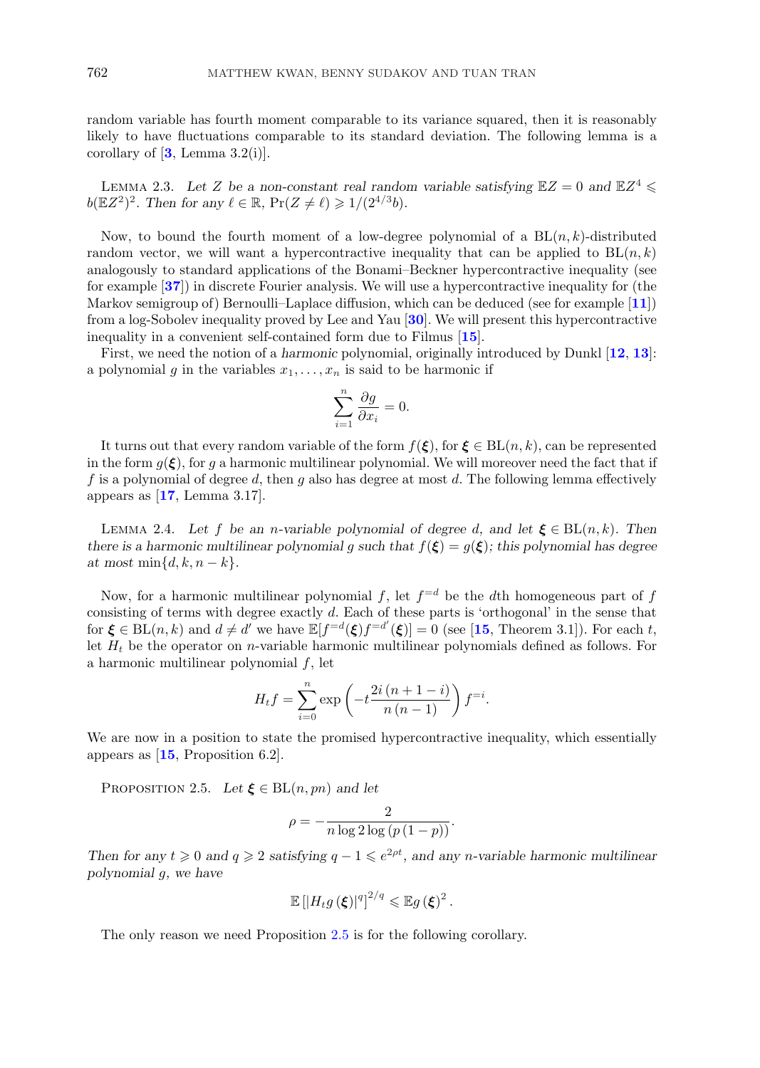random variable has fourth moment comparable to its variance squared, then it is reasonably likely to have fluctuations comparable to its standard deviation. The following lemma is a corollary of [3, Lemma 3.2(i)].

Lemma 2.3. *Let $Z$ be a non-constant real random variable satisfying $\mathbb{E}Z = 0$ and $\mathbb{E}Z^4 \leqslant b(\mathbb{E}Z^2)^2$. Then for any $\ell \in \mathbb{R}$, $\Pr(Z \neq \ell) \geqslant 1/(2^{4/3}b)$.*

Now, to bound the fourth moment of a low-degree polynomial of a $\mathrm{BL}(n,k)$-distributed random vector, we will want a hypercontractive inequality that can be applied to $\mathrm{BL}(n,k)$ analogously to standard applications of the Bonami–Beckner hypercontractive inequality (see for example [37]) in discrete Fourier analysis. We will use a hypercontractive inequality for (the Markov semigroup of) Bernoulli–Laplace diffusion, which can be deduced (see for example [11]) from a log-Sobolev inequality proved by Lee and Yau [30]. We will present this hypercontractive inequality in a convenient self-contained form due to Filmus [15].

First, we need the notion of a *harmonic* polynomial, originally introduced by Dunkl [12, 13]: a polynomial $g$ in the variables $x_1, \ldots, x_n$ is said to be harmonic if

$$\sum_{i=1}^{n} \frac{\partial g}{\partial x_i} = 0.$$

It turns out that every random variable of the form $f(\boldsymbol{\xi})$, for $\boldsymbol{\xi} \in \mathrm{BL}(n,k)$, can be represented in the form $g(\boldsymbol{\xi})$, for $g$ a harmonic multilinear polynomial. We will moreover need the fact that if $f$ is a polynomial of degree $d$, then $g$ also has degree at most $d$. The following lemma effectively appears as [17, Lemma 3.17].

Lemma 2.4. *Let $f$ be an $n$-variable polynomial of degree $d$, and let $\boldsymbol{\xi} \in \mathrm{BL}(n,k)$. Then there is a harmonic multilinear polynomial $g$ such that $f(\boldsymbol{\xi}) = g(\boldsymbol{\xi})$; this polynomial has degree at most $\min\{d, k, n-k\}$.*

Now, for a harmonic multilinear polynomial $f$, let $f^{=d}$ be the $d$th homogeneous part of $f$ consisting of terms with degree exactly $d$. Each of these parts is 'orthogonal' in the sense that for $\boldsymbol{\xi} \in \mathrm{BL}(n,k)$ and $d \neq d'$ we have $\mathbb{E}[f^{=d}(\boldsymbol{\xi})f^{=d'}(\boldsymbol{\xi})] = 0$ (see [15, Theorem 3.1]). For each $t$, let $H_t$ be the operator on $n$-variable harmonic multilinear polynomials defined as follows. For a harmonic multilinear polynomial $f$, let

$$H_t f = \sum_{i=0}^{n} \exp\left(-t\frac{2i\,(n+1-i)}{n\,(n-1)}\right) f^{=i}.$$

We are now in a position to state the promised hypercontractive inequality, which essentially appears as [15, Proposition 6.2].

Proposition 2.5. *Let $\boldsymbol{\xi} \in \mathrm{BL}(n,pn)$ and let*

$$\rho = -\frac{2}{n\log 2 \log\left(p\,(1-p)\right)}.$$

*Then for any $t \geqslant 0$ and $q \geqslant 2$ satisfying $q - 1 \leqslant e^{2\rho t}$, and any $n$-variable harmonic multilinear polynomial $g$, we have*

$$\mathbb{E}\left[\left|H_t g\left(\boldsymbol{\xi}\right)\right|^q\right]^{2/q} \leqslant \mathbb{E} g\left(\boldsymbol{\xi}\right)^2.$$

The only reason we need Proposition 2.5 is for the following corollary.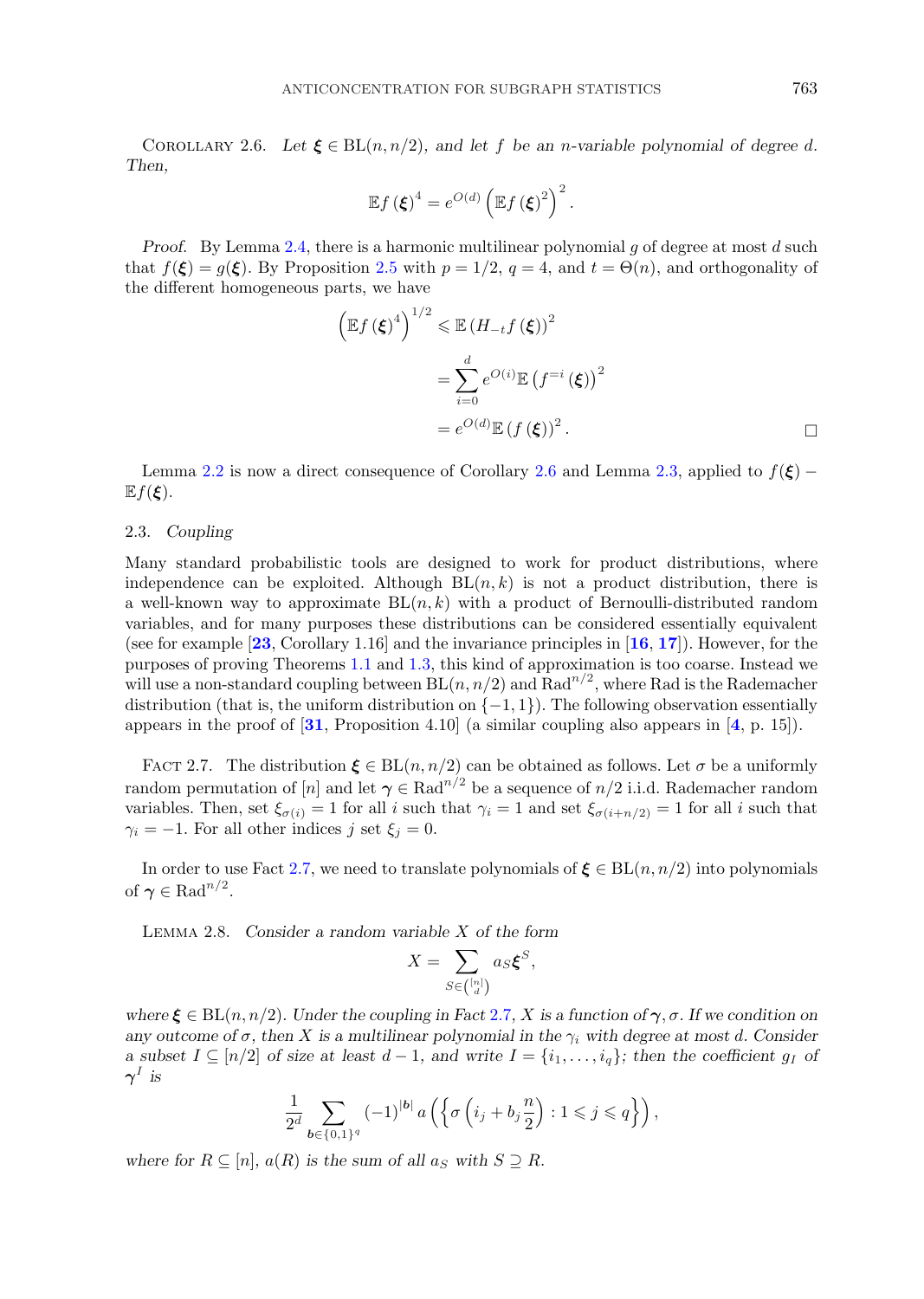COROLLARY 2.6. *Let $\boldsymbol{\xi} \in \mathrm{BL}(n, n/2)$, and let $f$ be an $n$-variable polynomial of degree $d$. Then,*

$$\mathbb{E} f(\boldsymbol{\xi})^4 = e^{O(d)} \left(\mathbb{E} f(\boldsymbol{\xi})^2\right)^2.$$

*Proof.* By Lemma 2.4, there is a harmonic multilinear polynomial $g$ of degree at most $d$ such that $f(\boldsymbol{\xi}) = g(\boldsymbol{\xi})$. By Proposition 2.5 with $p = 1/2$, $q = 4$, and $t = \Theta(n)$, and orthogonality of the different homogeneous parts, we have

$$\begin{aligned}
\left(\mathbb{E} f(\boldsymbol{\xi})^4\right)^{1/2} &\leqslant \mathbb{E}\left(H_{-t} f(\boldsymbol{\xi})\right)^2 \\
&= \sum_{i=0}^{d} e^{O(i)} \mathbb{E}\left(f^{=i}(\boldsymbol{\xi})\right)^2 \\
&= e^{O(d)} \mathbb{E}\left(f(\boldsymbol{\xi})\right)^2.
\end{aligned}$$

□

Lemma 2.2 is now a direct consequence of Corollary 2.6 and Lemma 2.3, applied to $f(\boldsymbol{\xi}) - \mathbb{E} f(\boldsymbol{\xi})$.

## 2.3. *Coupling*

Many standard probabilistic tools are designed to work for product distributions, where independence can be exploited. Although $\mathrm{BL}(n,k)$ is not a product distribution, there is a well-known way to approximate $\mathrm{BL}(n,k)$ with a product of Bernoulli-distributed random variables, and for many purposes these distributions can be considered essentially equivalent (see for example [**23**, Corollary 1.16] and the invariance principles in [**16**, **17**]). However, for the purposes of proving Theorems 1.1 and 1.3, this kind of approximation is too coarse. Instead we will use a non-standard coupling between $\mathrm{BL}(n, n/2)$ and $\mathrm{Rad}^{n/2}$, where Rad is the Rademacher distribution (that is, the uniform distribution on $\{-1, 1\}$). The following observation essentially appears in the proof of [**31**, Proposition 4.10] (a similar coupling also appears in [**4**, p. 15]).

FACT 2.7. The distribution $\boldsymbol{\xi} \in \mathrm{BL}(n, n/2)$ can be obtained as follows. Let $\sigma$ be a uniformly random permutation of $[n]$ and let $\boldsymbol{\gamma} \in \mathrm{Rad}^{n/2}$ be a sequence of $n/2$ i.i.d. Rademacher random variables. Then, set $\xi_{\sigma(i)} = 1$ for all $i$ such that $\gamma_i = 1$ and set $\xi_{\sigma(i+n/2)} = 1$ for all $i$ such that $\gamma_i = -1$. For all other indices $j$ set $\xi_j = 0$.

In order to use Fact 2.7, we need to translate polynomials of $\boldsymbol{\xi} \in \mathrm{BL}(n, n/2)$ into polynomials of $\boldsymbol{\gamma} \in \mathrm{Rad}^{n/2}$.

LEMMA 2.8. *Consider a random variable $X$ of the form*

$$X = \sum_{S \in \binom{[n]}{d}} a_S \boldsymbol{\xi}^S,$$

*where $\boldsymbol{\xi} \in \mathrm{BL}(n, n/2)$. Under the coupling in Fact 2.7, $X$ is a function of $\boldsymbol{\gamma}, \sigma$. If we condition on any outcome of $\sigma$, then $X$ is a multilinear polynomial in the $\gamma_i$ with degree at most $d$. Consider a subset $I \subseteq [n/2]$ of size at least $d-1$, and write $I = \{i_1, \ldots, i_q\}$; then the coefficient $g_I$ of $\boldsymbol{\gamma}^I$ is*

$$\frac{1}{2^d} \sum_{\boldsymbol{b} \in \{0,1\}^q} (-1)^{|\boldsymbol{b}|} a\left(\left\{\sigma\left(i_j + b_j \frac{n}{2}\right) : 1 \leqslant j \leqslant q\right\}\right),$$

*where for $R \subseteq [n]$, $a(R)$ is the sum of all $a_S$ with $S \supseteq R$.*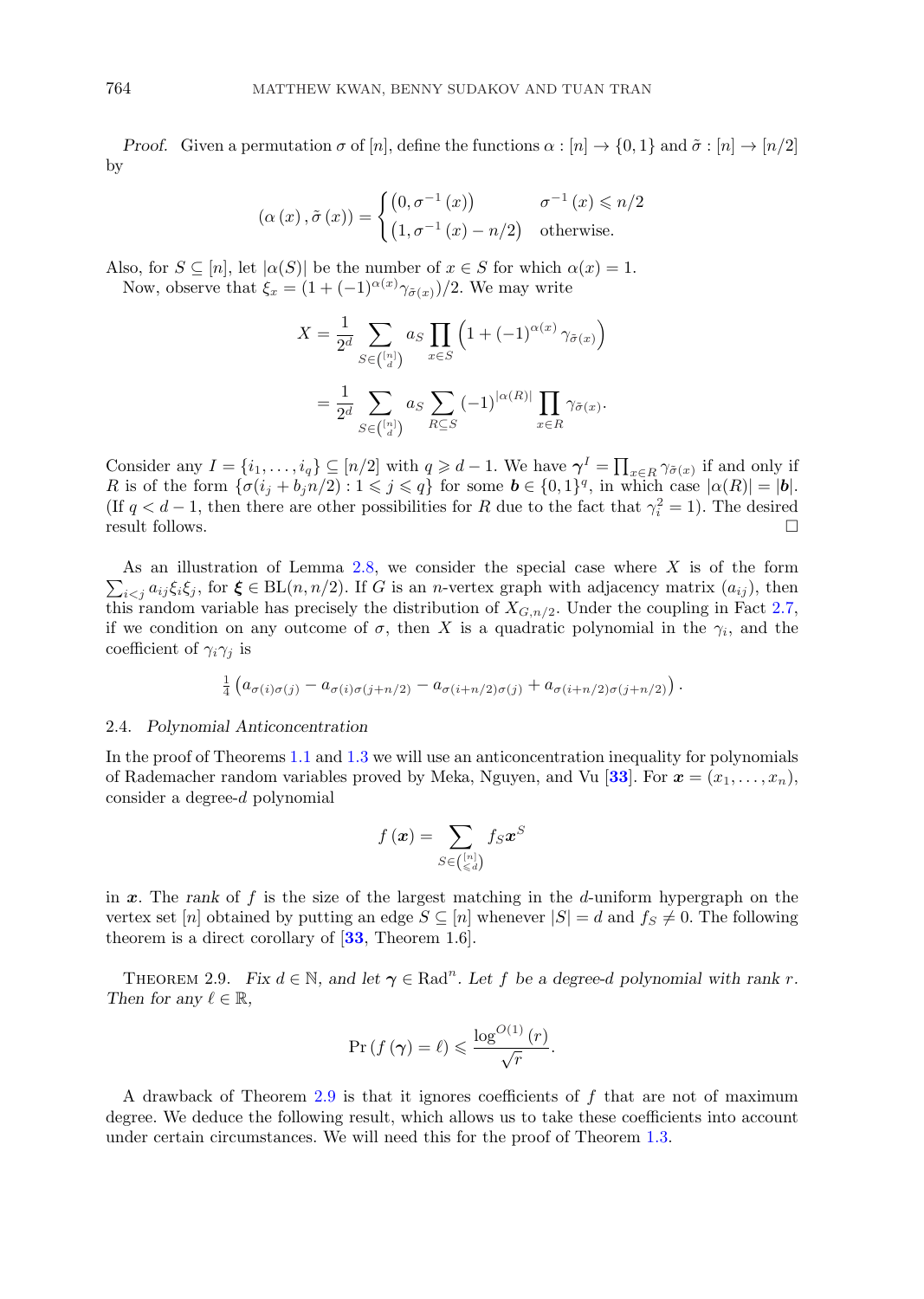*Proof.* Given a permutation $\sigma$ of $[n]$, define the functions $\alpha : [n] \to \{0,1\}$ and $\tilde{\sigma} : [n] \to [n/2]$ by

$$(\alpha(x), \tilde{\sigma}(x)) = \begin{cases} \left(0, \sigma^{-1}(x)\right) & \sigma^{-1}(x) \leqslant n/2 \\ \left(1, \sigma^{-1}(x) - n/2\right) & \text{otherwise.} \end{cases}$$

Also, for $S \subseteq [n]$, let $|\alpha(S)|$ be the number of $x \in S$ for which $\alpha(x) = 1$.

Now, observe that $\xi_x = (1 + (-1)^{\alpha(x)}\gamma_{\tilde{\sigma}(x)})/2$. We may write

$$\begin{aligned} X &= \frac{1}{2^d} \sum_{S \in \binom{[n]}{d}} a_S \prod_{x \in S} \left(1 + (-1)^{\alpha(x)} \gamma_{\tilde{\sigma}(x)}\right) \\ &= \frac{1}{2^d} \sum_{S \in \binom{[n]}{d}} a_S \sum_{R \subseteq S} (-1)^{|\alpha(R)|} \prod_{x \in R} \gamma_{\tilde{\sigma}(x)}. \end{aligned}$$

Consider any $I = \{i_1, \ldots, i_q\} \subseteq [n/2]$ with $q \geqslant d-1$. We have $\boldsymbol{\gamma}^I = \prod_{x \in R} \gamma_{\tilde{\sigma}(x)}$ if and only if $R$ is of the form $\{\sigma(i_j + b_j n/2) : 1 \leqslant j \leqslant q\}$ for some $\boldsymbol{b} \in \{0,1\}^q$, in which case $|\alpha(R)| = |\boldsymbol{b}|$. (If $q < d-1$, then there are other possibilities for $R$ due to the fact that $\gamma_i^2 = 1$). The desired result follows. $\square$

As an illustration of Lemma 2.8, we consider the special case where $X$ is of the form $\sum_{i<j} a_{ij}\xi_i\xi_j$, for $\boldsymbol{\xi} \in \mathrm{BL}(n, n/2)$. If $G$ is an $n$-vertex graph with adjacency matrix $(a_{ij})$, then this random variable has precisely the distribution of $X_{G,n/2}$. Under the coupling in Fact 2.7, if we condition on any outcome of $\sigma$, then $X$ is a quadratic polynomial in the $\gamma_i$, and the coefficient of $\gamma_i\gamma_j$ is

$$\tfrac{1}{4}\left(a_{\sigma(i)\sigma(j)} - a_{\sigma(i)\sigma(j+n/2)} - a_{\sigma(i+n/2)\sigma(j)} + a_{\sigma(i+n/2)\sigma(j+n/2)}\right).$$

### 2.4. *Polynomial Anticoncentration*

In the proof of Theorems 1.1 and 1.3 we will use an anticoncentration inequality for polynomials of Rademacher random variables proved by Meka, Nguyen, and Vu [33]. For $\boldsymbol{x} = (x_1, \ldots, x_n)$, consider a degree-$d$ polynomial

$$f(\boldsymbol{x}) = \sum_{S \in \binom{[n]}{\leqslant d}} f_S \boldsymbol{x}^S$$

in $\boldsymbol{x}$. The *rank* of $f$ is the size of the largest matching in the $d$-uniform hypergraph on the vertex set $[n]$ obtained by putting an edge $S \subseteq [n]$ whenever $|S| = d$ and $f_S \neq 0$. The following theorem is a direct corollary of [33, Theorem 1.6].

Theorem 2.9. *Fix $d \in \mathbb{N}$, and let $\boldsymbol{\gamma} \in \mathrm{Rad}^n$. Let $f$ be a degree-$d$ polynomial with rank $r$. Then for any $\ell \in \mathbb{R}$,*

$$\Pr(f(\boldsymbol{\gamma}) = \ell) \leqslant \frac{\log^{O(1)}(r)}{\sqrt{r}}.$$

A drawback of Theorem 2.9 is that it ignores coefficients of $f$ that are not of maximum degree. We deduce the following result, which allows us to take these coefficients into account under certain circumstances. We will need this for the proof of Theorem 1.3.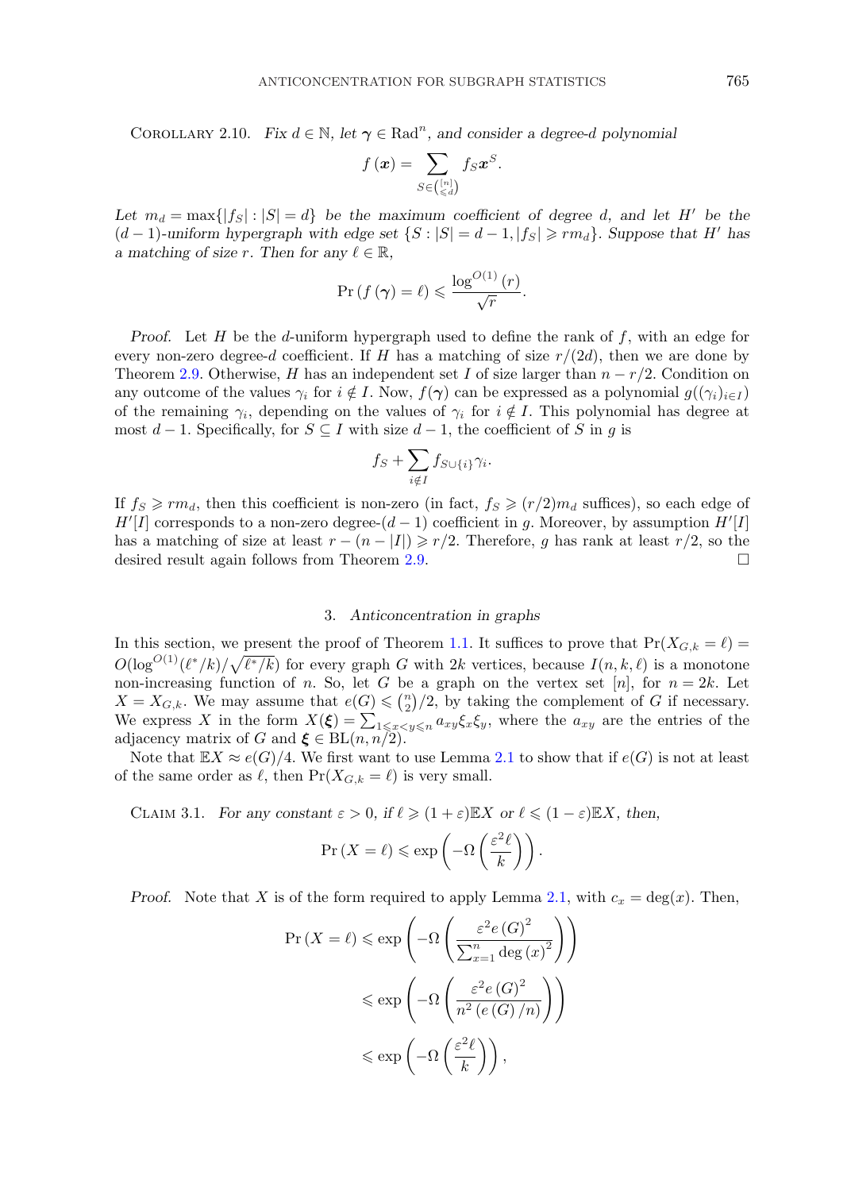Corollary 2.10. *Fix $d \in \mathbb{N}$, let $\boldsymbol{\gamma} \in \mathrm{Rad}^n$, and consider a degree-$d$ polynomial*

$$f(\boldsymbol{x}) = \sum_{S \in \binom{[n]}{\leqslant d}} f_S \boldsymbol{x}^S.$$

*Let $m_d = \max\{|f_S| : |S| = d\}$ be the maximum coefficient of degree $d$, and let $H'$ be the $(d-1)$-uniform hypergraph with edge set $\{S : |S| = d-1, |f_S| \geqslant r m_d\}$. Suppose that $H'$ has a matching of size $r$. Then for any $\ell \in \mathbb{R}$,*

$$\Pr(f(\boldsymbol{\gamma}) = \ell) \leqslant \frac{\log^{O(1)}(r)}{\sqrt{r}}.$$

*Proof.* Let $H$ be the $d$-uniform hypergraph used to define the rank of $f$, with an edge for every non-zero degree-$d$ coefficient. If $H$ has a matching of size $r/(2d)$, then we are done by Theorem 2.9. Otherwise, $H$ has an independent set $I$ of size larger than $n - r/2$. Condition on any outcome of the values $\gamma_i$ for $i \notin I$. Now, $f(\boldsymbol{\gamma})$ can be expressed as a polynomial $g((\gamma_i)_{i \in I})$ of the remaining $\gamma_i$, depending on the values of $\gamma_i$ for $i \notin I$. This polynomial has degree at most $d-1$. Specifically, for $S \subseteq I$ with size $d-1$, the coefficient of $S$ in $g$ is

$$f_S + \sum_{i \notin I} f_{S \cup \{i\}} \gamma_i.$$

If $f_S \geqslant r m_d$, then this coefficient is non-zero (in fact, $f_S \geqslant (r/2) m_d$ suffices), so each edge of $H'[I]$ corresponds to a non-zero degree-$(d-1)$ coefficient in $g$. Moreover, by assumption $H'[I]$ has a matching of size at least $r - (n - |I|) \geqslant r/2$. Therefore, $g$ has rank at least $r/2$, so the desired result again follows from Theorem 2.9. $\square$

## 3. *Anticoncentration in graphs*

In this section, we present the proof of Theorem 1.1. It suffices to prove that $\Pr(X_{G,k} = \ell) = O(\log^{O(1)}(\ell^*/k)/\sqrt{\ell^*/k})$ for every graph $G$ with $2k$ vertices, because $I(n,k,\ell)$ is a monotone non-increasing function of $n$. So, let $G$ be a graph on the vertex set $[n]$, for $n = 2k$. Let $X = X_{G,k}$. We may assume that $e(G) \leqslant \binom{n}{2}/2$, by taking the complement of $G$ if necessary. We express $X$ in the form $X(\boldsymbol{\xi}) = \sum_{1 \leqslant x < y \leqslant n} a_{xy} \xi_x \xi_y$, where the $a_{xy}$ are the entries of the adjacency matrix of $G$ and $\boldsymbol{\xi} \in \mathrm{BL}(n, n/2)$.

Note that $\mathbb{E}X \approx e(G)/4$. We first want to use Lemma 2.1 to show that if $e(G)$ is not at least of the same order as $\ell$, then $\Pr(X_{G,k} = \ell)$ is very small.

Claim 3.1. *For any constant $\varepsilon > 0$, if $\ell \geqslant (1+\varepsilon)\mathbb{E}X$ or $\ell \leqslant (1-\varepsilon)\mathbb{E}X$, then,*

$$\Pr(X = \ell) \leqslant \exp\left(-\Omega\left(\frac{\varepsilon^2 \ell}{k}\right)\right).$$

*Proof.* Note that $X$ is of the form required to apply Lemma 2.1, with $c_x = \deg(x)$. Then,

$$\begin{aligned}
\Pr(X = \ell) &\leqslant \exp\left(-\Omega\left(\frac{\varepsilon^2 e(G)^2}{\sum_{x=1}^n \deg(x)^2}\right)\right) \\
&\leqslant \exp\left(-\Omega\left(\frac{\varepsilon^2 e(G)^2}{n^2 (e(G)/n)}\right)\right) \\
&\leqslant \exp\left(-\Omega\left(\frac{\varepsilon^2 \ell}{k}\right)\right),
\end{aligned}$$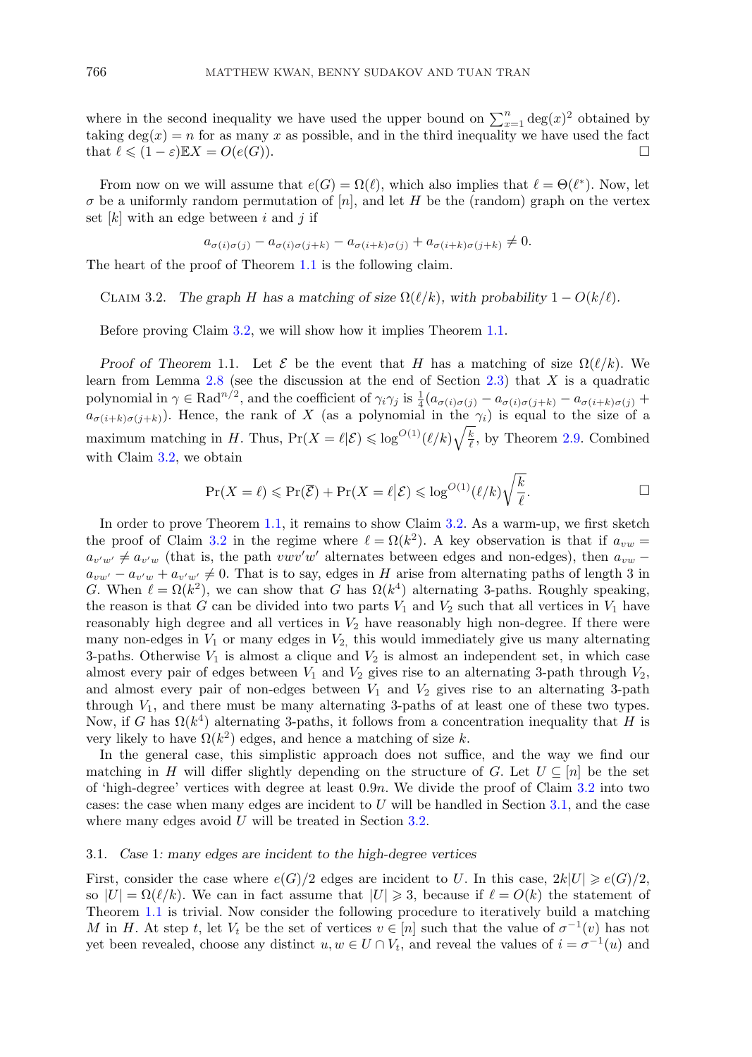where in the second inequality we have used the upper bound on $\sum_{x=1}^{n} \deg(x)^2$ obtained by taking $\deg(x) = n$ for as many $x$ as possible, and in the third inequality we have used the fact that $\ell \leqslant (1-\varepsilon)\mathbb{E}X = O(e(G))$. $\square$

From now on we will assume that $e(G) = \Omega(\ell)$, which also implies that $\ell = \Theta(\ell^*)$. Now, let $\sigma$ be a uniformly random permutation of $[n]$, and let $H$ be the (random) graph on the vertex set $[k]$ with an edge between $i$ and $j$ if

$$a_{\sigma(i)\sigma(j)} - a_{\sigma(i)\sigma(j+k)} - a_{\sigma(i+k)\sigma(j)} + a_{\sigma(i+k)\sigma(j+k)} \neq 0.$$

The heart of the proof of Theorem 1.1 is the following claim.

Claim 3.2. *The graph $H$ has a matching of size $\Omega(\ell/k)$, with probability $1 - O(k/\ell)$.*

Before proving Claim 3.2, we will show how it implies Theorem 1.1.

*Proof of Theorem* 1.1. Let $\mathcal{E}$ be the event that $H$ has a matching of size $\Omega(\ell/k)$. We learn from Lemma 2.8 (see the discussion at the end of Section 2.3) that $X$ is a quadratic polynomial in $\gamma \in \mathrm{Rad}^{n/2}$, and the coefficient of $\gamma_i\gamma_j$ is $\frac{1}{4}(a_{\sigma(i)\sigma(j)} - a_{\sigma(i)\sigma(j+k)} - a_{\sigma(i+k)\sigma(j)} + a_{\sigma(i+k)\sigma(j+k)})$. Hence, the rank of $X$ (as a polynomial in the $\gamma_i$) is equal to the size of a maximum matching in $H$. Thus, $\Pr(X = \ell|\mathcal{E}) \leqslant \log^{O(1)}(\ell/k)\sqrt{\frac{k}{\ell}}$, by Theorem 2.9. Combined with Claim 3.2, we obtain

$$\Pr(X = \ell) \leqslant \Pr(\overline{\mathcal{E}}) + \Pr(X = \ell|\mathcal{E}) \leqslant \log^{O(1)}(\ell/k)\sqrt{\frac{k}{\ell}}. \qquad \square$$

In order to prove Theorem 1.1, it remains to show Claim 3.2. As a warm-up, we first sketch the proof of Claim 3.2 in the regime where $\ell = \Omega(k^2)$. A key observation is that if $a_{vw} = a_{v'w'} \neq a_{v'w}$ (that is, the path $vwv'w'$ alternates between edges and non-edges), then $a_{vw} - a_{vw'} - a_{v'w} + a_{v'w'} \neq 0$. That is to say, edges in $H$ arise from alternating paths of length 3 in $G$. When $\ell = \Omega(k^2)$, we can show that $G$ has $\Omega(k^4)$ alternating 3-paths. Roughly speaking, the reason is that $G$ can be divided into two parts $V_1$ and $V_2$ such that all vertices in $V_1$ have reasonably high degree and all vertices in $V_2$ have reasonably high non-degree. If there were many non-edges in $V_1$ or many edges in $V_2$, this would immediately give us many alternating 3-paths. Otherwise $V_1$ is almost a clique and $V_2$ is almost an independent set, in which case almost every pair of edges between $V_1$ and $V_2$ gives rise to an alternating 3-path through $V_2$, and almost every pair of non-edges between $V_1$ and $V_2$ gives rise to an alternating 3-path through $V_1$, and there must be many alternating 3-paths of at least one of these two types. Now, if $G$ has $\Omega(k^4)$ alternating 3-paths, it follows from a concentration inequality that $H$ is very likely to have $\Omega(k^2)$ edges, and hence a matching of size $k$.

In the general case, this simplistic approach does not suffice, and the way we find our matching in $H$ will differ slightly depending on the structure of $G$. Let $U \subseteq [n]$ be the set of 'high-degree' vertices with degree at least $0.9n$. We divide the proof of Claim 3.2 into two cases: the case when many edges are incident to $U$ will be handled in Section 3.1, and the case where many edges avoid $U$ will be treated in Section 3.2.

### 3.1. *Case 1: many edges are incident to the high-degree vertices*

First, consider the case where $e(G)/2$ edges are incident to $U$. In this case, $2k|U| \geqslant e(G)/2$, so $|U| = \Omega(\ell/k)$. We can in fact assume that $|U| \geqslant 3$, because if $\ell = O(k)$ the statement of Theorem 1.1 is trivial. Now consider the following procedure to iteratively build a matching $M$ in $H$. At step $t$, let $V_t$ be the set of vertices $v \in [n]$ such that the value of $\sigma^{-1}(v)$ has not yet been revealed, choose any distinct $u, w \in U \cap V_t$, and reveal the values of $i = \sigma^{-1}(u)$ and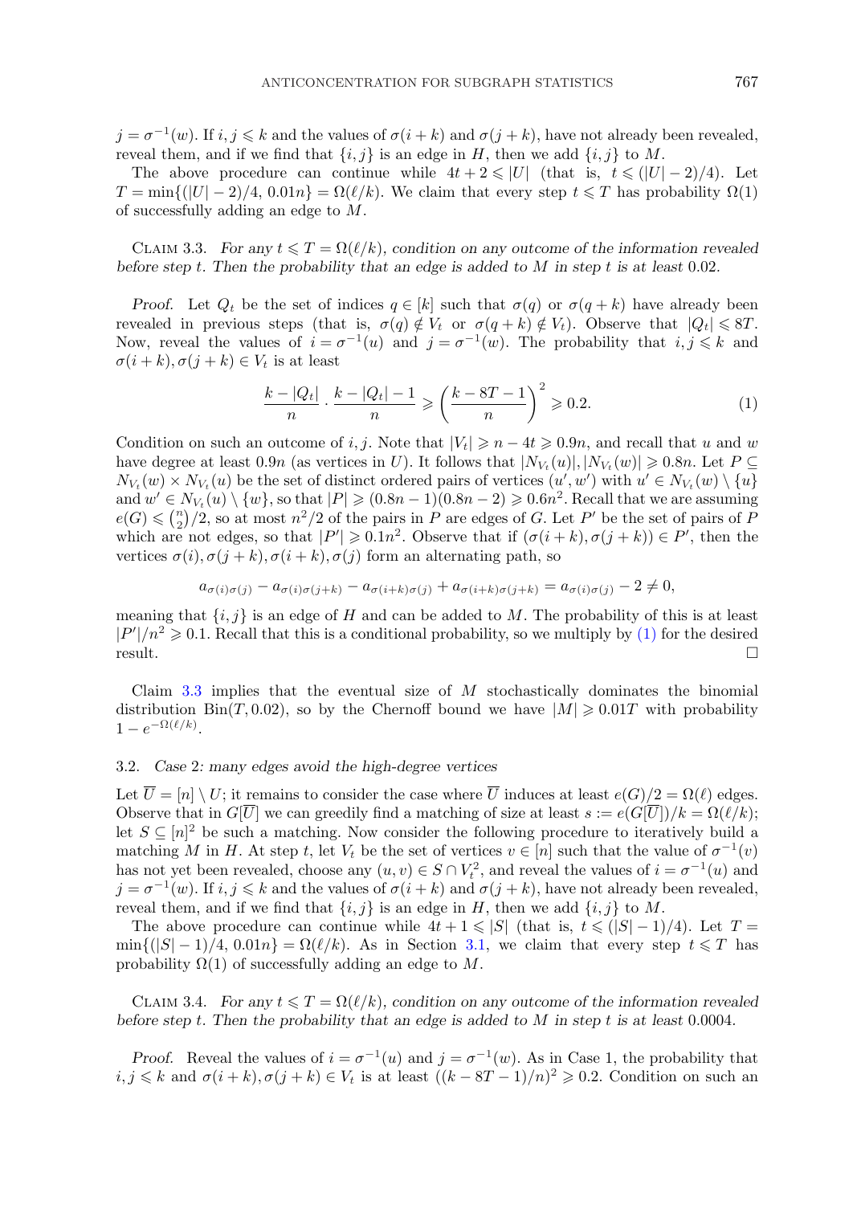$j = \sigma^{-1}(w)$. If $i, j \leqslant k$ and the values of $\sigma(i+k)$ and $\sigma(j+k)$, have not already been revealed, reveal them, and if we find that $\{i, j\}$ is an edge in $H$, then we add $\{i, j\}$ to $M$.

The above procedure can continue while $4t + 2 \leqslant |U|$ (that is, $t \leqslant (|U|-2)/4$). Let $T = \min\{(|U|-2)/4,\, 0.01n\} = \Omega(\ell/k)$. We claim that every step $t \leqslant T$ has probability $\Omega(1)$ of successfully adding an edge to $M$.

Claim 3.3. *For any $t \leqslant T = \Omega(\ell/k)$, condition on any outcome of the information revealed before step $t$. Then the probability that an edge is added to $M$ in step $t$ is at least 0.02.*

*Proof.* Let $Q_t$ be the set of indices $q \in [k]$ such that $\sigma(q)$ or $\sigma(q+k)$ have already been revealed in previous steps (that is, $\sigma(q) \notin V_t$ or $\sigma(q+k) \notin V_t$). Observe that $|Q_t| \leqslant 8T$. Now, reveal the values of $i = \sigma^{-1}(u)$ and $j = \sigma^{-1}(w)$. The probability that $i, j \leqslant k$ and $\sigma(i+k), \sigma(j+k) \in V_t$ is at least

$$\frac{k - |Q_t|}{n} \cdot \frac{k - |Q_t| - 1}{n} \geqslant \left(\frac{k - 8T - 1}{n}\right)^2 \geqslant 0.2. \tag{1}$$

Condition on such an outcome of $i, j$. Note that $|V_t| \geqslant n - 4t \geqslant 0.9n$, and recall that $u$ and $w$ have degree at least $0.9n$ (as vertices in $U$). It follows that $|N_{V_t}(u)|, |N_{V_t}(w)| \geqslant 0.8n$. Let $P \subseteq N_{V_t}(w) \times N_{V_t}(u)$ be the set of distinct ordered pairs of vertices $(u', w')$ with $u' \in N_{V_t}(w) \setminus \{u\}$ and $w' \in N_{V_t}(u) \setminus \{w\}$, so that $|P| \geqslant (0.8n-1)(0.8n-2) \geqslant 0.6n^2$. Recall that we are assuming $e(G) \leqslant \binom{n}{2}/2$, so at most $n^2/2$ of the pairs in $P$ are edges of $G$. Let $P'$ be the set of pairs of $P$ which are not edges, so that $|P'| \geqslant 0.1n^2$. Observe that if $(\sigma(i+k), \sigma(j+k)) \in P'$, then the vertices $\sigma(i), \sigma(j+k), \sigma(i+k), \sigma(j)$ form an alternating path, so

$$a_{\sigma(i)\sigma(j)} - a_{\sigma(i)\sigma(j+k)} - a_{\sigma(i+k)\sigma(j)} + a_{\sigma(i+k)\sigma(j+k)} = a_{\sigma(i)\sigma(j)} - 2 \neq 0,$$

meaning that $\{i, j\}$ is an edge of $H$ and can be added to $M$. The probability of this is at least $|P'|/n^2 \geqslant 0.1$. Recall that this is a conditional probability, so we multiply by (1) for the desired result. $\square$

Claim 3.3 implies that the eventual size of $M$ stochastically dominates the binomial distribution $\mathrm{Bin}(T, 0.02)$, so by the Chernoff bound we have $|M| \geqslant 0.01T$ with probability $1 - e^{-\Omega(\ell/k)}$.

### 3.2. *Case 2: many edges avoid the high-degree vertices*

Let $\overline{U} = [n] \setminus U$; it remains to consider the case where $\overline{U}$ induces at least $e(G)/2 = \Omega(\ell)$ edges. Observe that in $G[\overline{U}]$ we can greedily find a matching of size at least $s := e(G[\overline{U}])/k = \Omega(\ell/k)$; let $S \subseteq [n]^2$ be such a matching. Now consider the following procedure to iteratively build a matching $M$ in $H$. At step $t$, let $V_t$ be the set of vertices $v \in [n]$ such that the value of $\sigma^{-1}(v)$ has not yet been revealed, choose any $(u, v) \in S \cap V_t^2$, and reveal the values of $i = \sigma^{-1}(u)$ and $j = \sigma^{-1}(w)$. If $i, j \leqslant k$ and the values of $\sigma(i+k)$ and $\sigma(j+k)$, have not already been revealed, reveal them, and if we find that $\{i, j\}$ is an edge in $H$, then we add $\{i, j\}$ to $M$.

The above procedure can continue while $4t + 1 \leqslant |S|$ (that is, $t \leqslant (|S|-1)/4$). Let $T = \min\{(|S|-1)/4,\, 0.01n\} = \Omega(\ell/k)$. As in Section 3.1, we claim that every step $t \leqslant T$ has probability $\Omega(1)$ of successfully adding an edge to $M$.

Claim 3.4. *For any $t \leqslant T = \Omega(\ell/k)$, condition on any outcome of the information revealed before step $t$. Then the probability that an edge is added to $M$ in step $t$ is at least 0.0004.*

*Proof.* Reveal the values of $i = \sigma^{-1}(u)$ and $j = \sigma^{-1}(w)$. As in Case 1, the probability that $i, j \leqslant k$ and $\sigma(i+k), \sigma(j+k) \in V_t$ is at least $((k - 8T - 1)/n)^2 \geqslant 0.2$. Condition on such an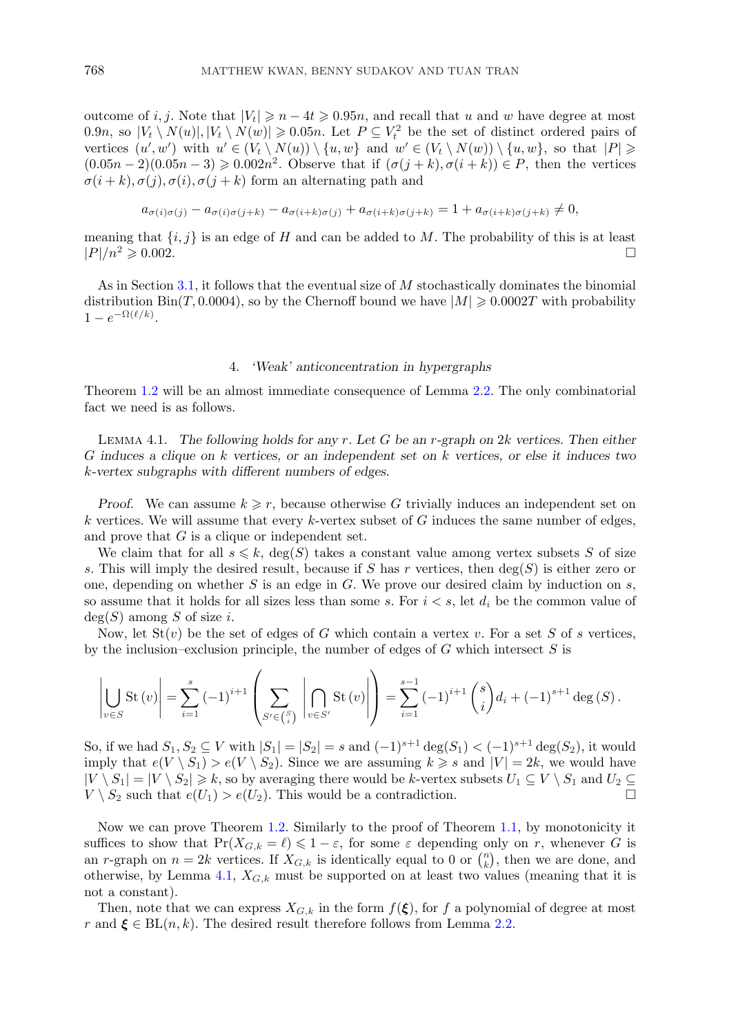outcome of $i, j$. Note that $|V_t| \geqslant n - 4t \geqslant 0.95n$, and recall that $u$ and $w$ have degree at most $0.9n$, so $|V_t \setminus N(u)|, |V_t \setminus N(w)| \geqslant 0.05n$. Let $P \subseteq V_t^2$ be the set of distinct ordered pairs of vertices $(u', w')$ with $u' \in (V_t \setminus N(u)) \setminus \{u, w\}$ and $w' \in (V_t \setminus N(w)) \setminus \{u, w\}$, so that $|P| \geqslant (0.05n - 2)(0.05n - 3) \geqslant 0.002n^2$. Observe that if $(\sigma(j+k), \sigma(i+k)) \in P$, then the vertices $\sigma(i+k), \sigma(j), \sigma(i), \sigma(j+k)$ form an alternating path and

$$a_{\sigma(i)\sigma(j)} - a_{\sigma(i)\sigma(j+k)} - a_{\sigma(i+k)\sigma(j)} + a_{\sigma(i+k)\sigma(j+k)} = 1 + a_{\sigma(i+k)\sigma(j+k)} \neq 0,$$

meaning that $\{i, j\}$ is an edge of $H$ and can be added to $M$. The probability of this is at least $|P|/n^2 \geqslant 0.002$. $\square$

As in Section 3.1, it follows that the eventual size of $M$ stochastically dominates the binomial distribution $\mathrm{Bin}(T, 0.0004)$, so by the Chernoff bound we have $|M| \geqslant 0.0002T$ with probability $1 - e^{-\Omega(\ell/k)}$.

## 4. *'Weak' anticoncentration in hypergraphs*

Theorem 1.2 will be an almost immediate consequence of Lemma 2.2. The only combinatorial fact we need is as follows.

Lemma 4.1. *The following holds for any $r$. Let $G$ be an $r$-graph on $2k$ vertices. Then either $G$ induces a clique on $k$ vertices, or an independent set on $k$ vertices, or else it induces two $k$-vertex subgraphs with different numbers of edges.*

*Proof.* We can assume $k \geqslant r$, because otherwise $G$ trivially induces an independent set on $k$ vertices. We will assume that every $k$-vertex subset of $G$ induces the same number of edges, and prove that $G$ is a clique or independent set.

We claim that for all $s \leqslant k$, $\deg(S)$ takes a constant value among vertex subsets $S$ of size $s$. This will imply the desired result, because if $S$ has $r$ vertices, then $\deg(S)$ is either zero or one, depending on whether $S$ is an edge in $G$. We prove our desired claim by induction on $s$, so assume that it holds for all sizes less than some $s$. For $i < s$, let $d_i$ be the common value of $\deg(S)$ among $S$ of size $i$.

Now, let $\mathrm{St}(v)$ be the set of edges of $G$ which contain a vertex $v$. For a set $S$ of $s$ vertices, by the inclusion–exclusion principle, the number of edges of $G$ which intersect $S$ is

$$\left|\bigcup_{v \in S} \mathrm{St}(v)\right| = \sum_{i=1}^{s} (-1)^{i+1} \left( \sum_{S' \in \binom{S}{i}} \left| \bigcap_{v \in S'} \mathrm{St}(v) \right| \right) = \sum_{i=1}^{s-1} (-1)^{i+1} \binom{s}{i} d_i + (-1)^{s+1} \deg(S).$$

So, if we had $S_1, S_2 \subseteq V$ with $|S_1| = |S_2| = s$ and $(-1)^{s+1} \deg(S_1) < (-1)^{s+1} \deg(S_2)$, it would imply that $e(V \setminus S_1) > e(V \setminus S_2)$. Since we are assuming $k \geqslant s$ and $|V| = 2k$, we would have $|V \setminus S_1| = |V \setminus S_2| \geqslant k$, so by averaging there would be $k$-vertex subsets $U_1 \subseteq V \setminus S_1$ and $U_2 \subseteq V \setminus S_2$ such that $e(U_1) > e(U_2)$. This would be a contradiction. $\square$

Now we can prove Theorem 1.2. Similarly to the proof of Theorem 1.1, by monotonicity it suffices to show that $\Pr(X_{G,k} = \ell) \leqslant 1 - \varepsilon$, for some $\varepsilon$ depending only on $r$, whenever $G$ is an $r$-graph on $n = 2k$ vertices. If $X_{G,k}$ is identically equal to 0 or $\binom{n}{k}$, then we are done, and otherwise, by Lemma 4.1, $X_{G,k}$ must be supported on at least two values (meaning that it is not a constant).

Then, note that we can express $X_{G,k}$ in the form $f(\boldsymbol{\xi})$, for $f$ a polynomial of degree at most $r$ and $\boldsymbol{\xi} \in \mathrm{BL}(n, k)$. The desired result therefore follows from Lemma 2.2.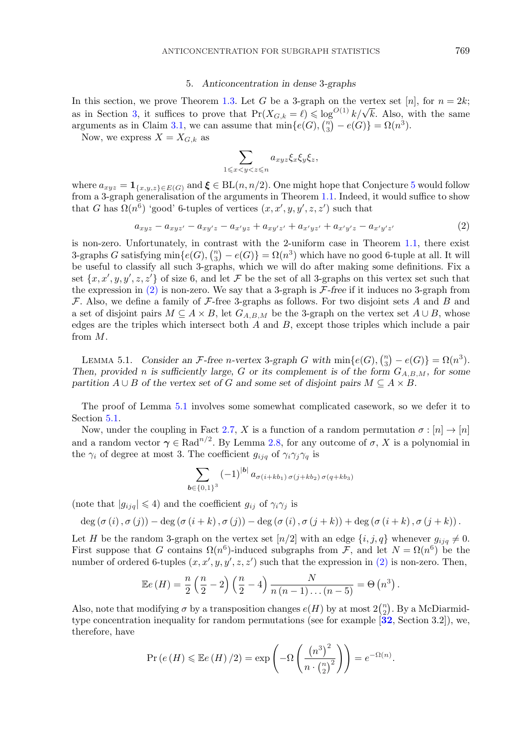## 5. *Anticoncentration in dense 3-graphs*

In this section, we prove Theorem 1.3. Let $G$ be a 3-graph on the vertex set $[n]$, for $n = 2k$; as in Section 3, it suffices to prove that $\Pr(X_{G,k} = \ell) \leqslant \log^{O(1)} k/\sqrt{k}$. Also, with the same arguments as in Claim 3.1, we can assume that $\min\{e(G), \binom{n}{3} - e(G)\} = \Omega(n^3)$.

Now, we express $X = X_{G,k}$ as

$$\sum_{1 \leqslant x < y < z \leqslant n} a_{xyz} \xi_x \xi_y \xi_z,$$

where $a_{xyz} = \mathbf{1}_{\{x,y,z\} \in E(G)}$ and $\boldsymbol{\xi} \in \mathrm{BL}(n, n/2)$. One might hope that Conjecture 5 would follow from a 3-graph generalisation of the arguments in Theorem 1.1. Indeed, it would suffice to show that $G$ has $\Omega(n^6)$ 'good' 6-tuples of vertices $(x, x', y, y', z, z')$ such that

$$a_{xyz} - a_{xyz'} - a_{xy'z} - a_{x'yz} + a_{xy'z'} + a_{x'yz'} + a_{x'y'z} - a_{x'y'z'} \tag{2}$$

is non-zero. Unfortunately, in contrast with the 2-uniform case in Theorem 1.1, there exist 3-graphs $G$ satisfying $\min\{e(G), \binom{n}{3} - e(G)\} = \Omega(n^3)$ which have no good 6-tuple at all. It will be useful to classify all such 3-graphs, which we will do after making some definitions. Fix a set $\{x, x', y, y', z, z'\}$ of size 6, and let $\mathcal{F}$ be the set of all 3-graphs on this vertex set such that the expression in (2) is non-zero. We say that a 3-graph is *$\mathcal{F}$-free* if it induces no 3-graph from $\mathcal{F}$. Also, we define a family of $\mathcal{F}$-free 3-graphs as follows. For two disjoint sets $A$ and $B$ and a set of disjoint pairs $M \subseteq A \times B$, let $G_{A,B,M}$ be the 3-graph on the vertex set $A \cup B$, whose edges are the triples which intersect both $A$ and $B$, except those triples which include a pair from $M$.

Lemma 5.1. *Consider an $\mathcal{F}$-free $n$-vertex 3-graph $G$ with $\min\{e(G), \binom{n}{3} - e(G)\} = \Omega(n^3)$. Then, provided $n$ is sufficiently large, $G$ or its complement is of the form $G_{A,B,M}$, for some partition $A \cup B$ of the vertex set of $G$ and some set of disjoint pairs $M \subseteq A \times B$.*

The proof of Lemma 5.1 involves some somewhat complicated casework, so we defer it to Section 5.1.

Now, under the coupling in Fact 2.7, $X$ is a function of a random permutation $\sigma : [n] \to [n]$ and a random vector $\boldsymbol{\gamma} \in \mathrm{Rad}^{n/2}$. By Lemma 2.8, for any outcome of $\sigma$, $X$ is a polynomial in the $\gamma_i$ of degree at most 3. The coefficient $g_{ijq}$ of $\gamma_i\gamma_j\gamma_q$ is

$$\sum_{\boldsymbol{b} \in \{0,1\}^3} (-1)^{|\boldsymbol{b}|} a_{\sigma(i+kb_1)\,\sigma(j+kb_2)\,\sigma(q+kb_3)}$$

(note that $|g_{ijq}| \leqslant 4$) and the coefficient $g_{ij}$ of $\gamma_i\gamma_j$ is

$$\deg(\sigma(i), \sigma(j)) - \deg(\sigma(i+k), \sigma(j)) - \deg(\sigma(i), \sigma(j+k)) + \deg(\sigma(i+k), \sigma(j+k)).$$

Let $H$ be the random 3-graph on the vertex set $[n/2]$ with an edge $\{i, j, q\}$ whenever $g_{ijq} \neq 0$. First suppose that $G$ contains $\Omega(n^6)$-induced subgraphs from $\mathcal{F}$, and let $N = \Omega(n^6)$ be the number of ordered 6-tuples $(x, x', y, y', z, z')$ such that the expression in (2) is non-zero. Then,

$$\mathbb{E}e(H) = \frac{n}{2}\left(\frac{n}{2} - 2\right)\left(\frac{n}{2} - 4\right)\frac{N}{n(n-1)\dots(n-5)} = \Theta\left(n^3\right).$$

Also, note that modifying $\sigma$ by a transposition changes $e(H)$ by at most $2\binom{n}{2}$. By a McDiarmid-type concentration inequality for random permutations (see for example [32, Section 3.2]), we, therefore, have

$$\Pr\left(e(H) \leqslant \mathbb{E}e(H)/2\right) = \exp\left(-\Omega\left(\frac{\left(n^3\right)^2}{n \cdot \binom{n}{2}^2}\right)\right) = e^{-\Omega(n)}.$$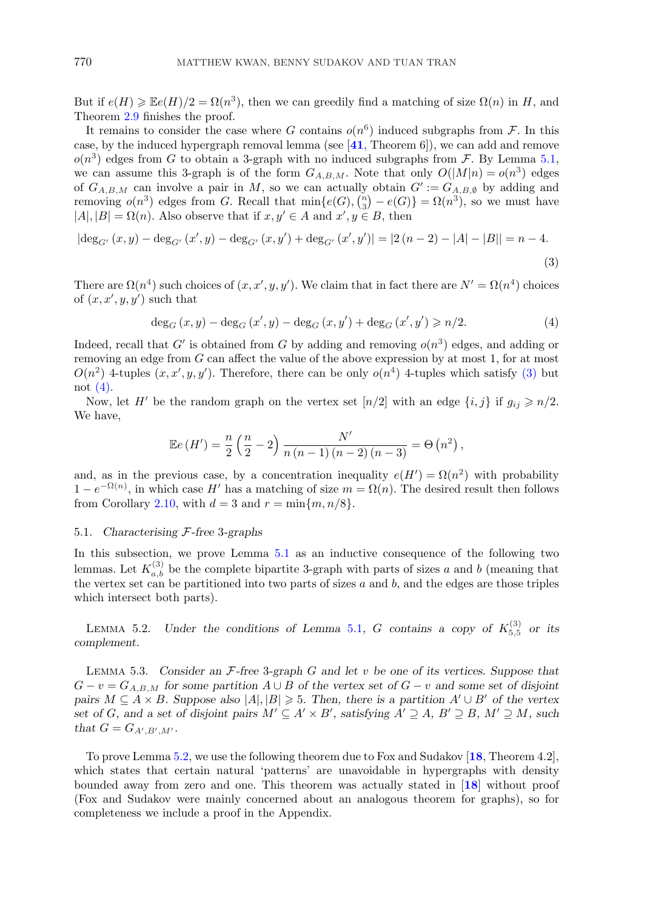But if $e(H) \geqslant \mathbb{E}e(H)/2 = \Omega(n^3)$, then we can greedily find a matching of size $\Omega(n)$ in $H$, and Theorem 2.9 finishes the proof.

It remains to consider the case where $G$ contains $o(n^6)$ induced subgraphs from $\mathcal{F}$. In this case, by the induced hypergraph removal lemma (see [**41**, Theorem 6]), we can add and remove $o(n^3)$ edges from $G$ to obtain a 3-graph with no induced subgraphs from $\mathcal{F}$. By Lemma 5.1, we can assume this 3-graph is of the form $G_{A,B,M}$. Note that only $O(|M|n) = o(n^3)$ edges of $G_{A,B,M}$ can involve a pair in $M$, so we can actually obtain $G' := G_{A,B,\emptyset}$ by adding and removing $o(n^3)$ edges from $G$. Recall that $\min\{e(G), \binom{n}{3} - e(G)\} = \Omega(n^3)$, so we must have $|A|, |B| = \Omega(n)$. Also observe that if $x, y' \in A$ and $x', y \in B$, then

$$|\deg_{G'}(x, y) - \deg_{G'}(x', y) - \deg_{G'}(x, y') + \deg_{G'}(x', y')| = |2(n-2) - |A| - |B|| = n - 4. \tag{3}$$

There are $\Omega(n^4)$ such choices of $(x, x', y, y')$. We claim that in fact there are $N' = \Omega(n^4)$ choices of $(x, x', y, y')$ such that

$$\deg_G(x, y) - \deg_G(x', y) - \deg_G(x, y') + \deg_G(x', y') \geqslant n/2. \tag{4}$$

Indeed, recall that $G'$ is obtained from $G$ by adding and removing $o(n^3)$ edges, and adding or removing an edge from $G$ can affect the value of the above expression by at most 1, for at most $O(n^2)$ 4-tuples $(x, x', y, y')$. Therefore, there can be only $o(n^4)$ 4-tuples which satisfy (3) but not (4).

Now, let $H'$ be the random graph on the vertex set $[n/2]$ with an edge $\{i, j\}$ if $g_{ij} \geqslant n/2$. We have,

$$\mathbb{E}e(H') = \frac{n}{2}\left(\frac{n}{2} - 2\right)\frac{N'}{n(n-1)(n-2)(n-3)} = \Theta(n^2),$$

and, as in the previous case, by a concentration inequality $e(H') = \Omega(n^2)$ with probability $1 - e^{-\Omega(n)}$, in which case $H'$ has a matching of size $m = \Omega(n)$. The desired result then follows from Corollary 2.10, with $d = 3$ and $r = \min\{m, n/8\}$.

### 5.1. *Characterising $\mathcal{F}$-free 3-graphs*

In this subsection, we prove Lemma 5.1 as an inductive consequence of the following two lemmas. Let $K_{a,b}^{(3)}$ be the complete bipartite 3-graph with parts of sizes $a$ and $b$ (meaning that the vertex set can be partitioned into two parts of sizes $a$ and $b$, and the edges are those triples which intersect both parts).

Lemma 5.2. *Under the conditions of Lemma 5.1, $G$ contains a copy of $K_{5,5}^{(3)}$ or its complement.*

Lemma 5.3. *Consider an $\mathcal{F}$-free 3-graph $G$ and let $v$ be one of its vertices. Suppose that $G - v = G_{A,B,M}$ for some partition $A \cup B$ of the vertex set of $G - v$ and some set of disjoint pairs $M \subseteq A \times B$. Suppose also $|A|, |B| \geqslant 5$. Then, there is a partition $A' \cup B'$ of the vertex set of $G$, and a set of disjoint pairs $M' \subseteq A' \times B'$, satisfying $A' \supseteq A$, $B' \supseteq B$, $M' \supseteq M$, such that $G = G_{A',B',M'}$.*

To prove Lemma 5.2, we use the following theorem due to Fox and Sudakov [**18**, Theorem 4.2], which states that certain natural 'patterns' are unavoidable in hypergraphs with density bounded away from zero and one. This theorem was actually stated in [**18**] without proof (Fox and Sudakov were mainly concerned about an analogous theorem for graphs), so for completeness we include a proof in the Appendix.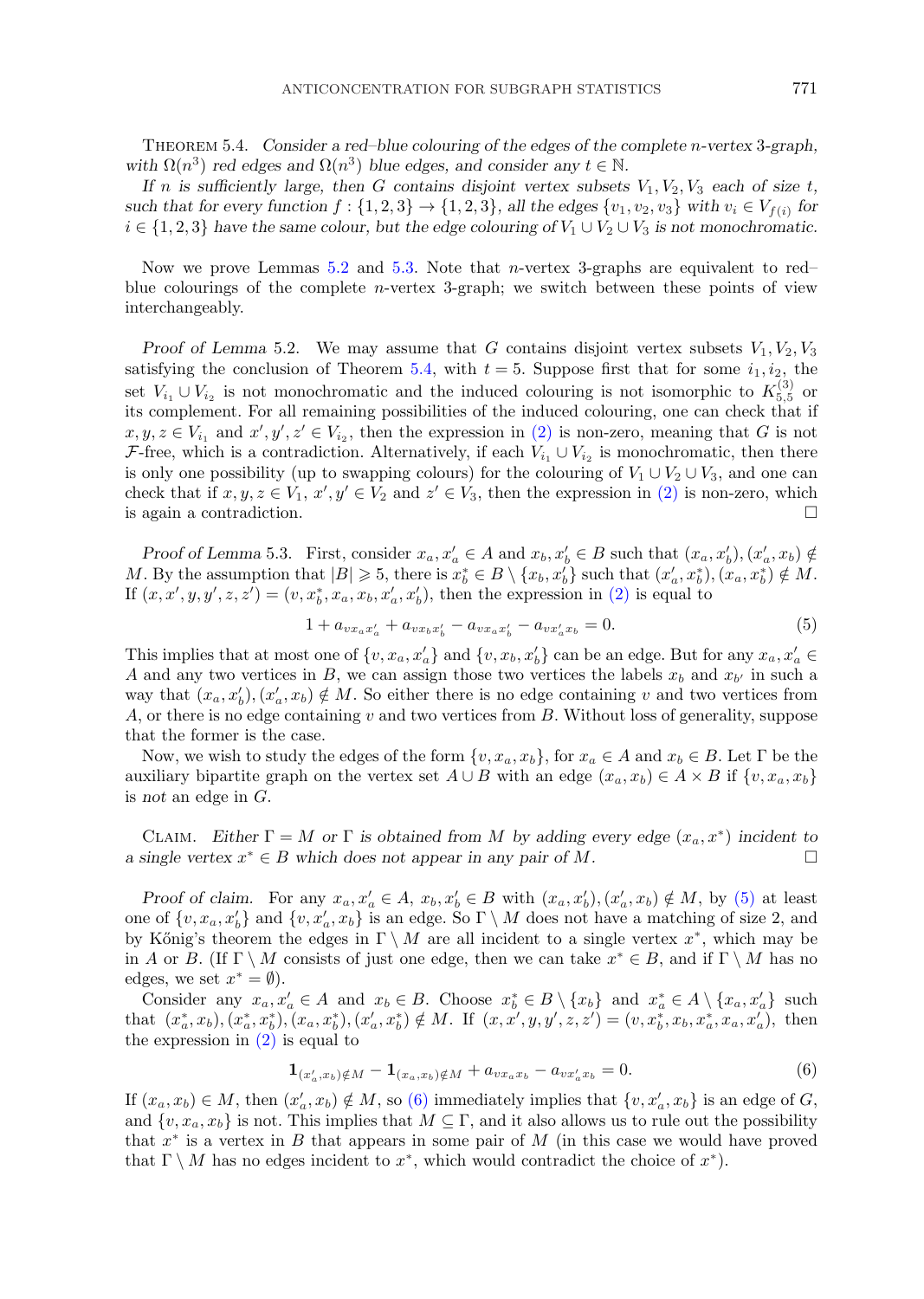THEOREM 5.4. *Consider a red–blue colouring of the edges of the complete $n$-vertex 3-graph, with $\Omega(n^3)$ red edges and $\Omega(n^3)$ blue edges, and consider any $t \in \mathbb{N}$.*

*If $n$ is sufficiently large, then $G$ contains disjoint vertex subsets $V_1, V_2, V_3$ each of size $t$, such that for every function $f : \{1,2,3\} \to \{1,2,3\}$, all the edges $\{v_1, v_2, v_3\}$ with $v_i \in V_{f(i)}$ for $i \in \{1,2,3\}$ have the same colour, but the edge colouring of $V_1 \cup V_2 \cup V_3$ is not monochromatic.*

Now we prove Lemmas 5.2 and 5.3. Note that $n$-vertex 3-graphs are equivalent to red–blue colourings of the complete $n$-vertex 3-graph; we switch between these points of view interchangeably.

*Proof of Lemma* 5.2. We may assume that $G$ contains disjoint vertex subsets $V_1, V_2, V_3$ satisfying the conclusion of Theorem 5.4, with $t = 5$. Suppose first that for some $i_1, i_2$, the set $V_{i_1} \cup V_{i_2}$ is not monochromatic and the induced colouring is not isomorphic to $K_{5,5}^{(3)}$ or its complement. For all remaining possibilities of the induced colouring, one can check that if $x, y, z \in V_{i_1}$ and $x', y', z' \in V_{i_2}$, then the expression in (2) is non-zero, meaning that $G$ is not $\mathcal{F}$-free, which is a contradiction. Alternatively, if each $V_{i_1} \cup V_{i_2}$ is monochromatic, then there is only one possibility (up to swapping colours) for the colouring of $V_1 \cup V_2 \cup V_3$, and one can check that if $x, y, z \in V_1$, $x', y' \in V_2$ and $z' \in V_3$, then the expression in (2) is non-zero, which is again a contradiction. □

*Proof of Lemma* 5.3. First, consider $x_a, x'_a \in A$ and $x_b, x'_b \in B$ such that $(x_a, x'_b), (x'_a, x_b) \notin M$. By the assumption that $|B| \geqslant 5$, there is $x^*_b \in B \setminus \{x_b, x'_b\}$ such that $(x'_a, x^*_b), (x_a, x^*_b) \notin M$. If $(x, x', y, y', z, z') = (v, x^*_b, x_a, x_b, x'_a, x'_b)$, then the expression in (2) is equal to

$$1 + a_{vx_a x'_a} + a_{vx_b x'_b} - a_{vx_a x'_b} - a_{vx'_a x_b} = 0. \tag{5}$$

This implies that at most one of $\{v, x_a, x'_a\}$ and $\{v, x_b, x'_b\}$ can be an edge. But for any $x_a, x'_a \in A$ and any two vertices in $B$, we can assign those two vertices the labels $x_b$ and $x_{b'}$ in such a way that $(x_a, x'_b), (x'_a, x_b) \notin M$. So either there is no edge containing $v$ and two vertices from $A$, or there is no edge containing $v$ and two vertices from $B$. Without loss of generality, suppose that the former is the case.

Now, we wish to study the edges of the form $\{v, x_a, x_b\}$, for $x_a \in A$ and $x_b \in B$. Let $\Gamma$ be the auxiliary bipartite graph on the vertex set $A \cup B$ with an edge $(x_a, x_b) \in A \times B$ if $\{v, x_a, x_b\}$ is *not* an edge in $G$.

CLAIM. *Either $\Gamma = M$ or $\Gamma$ is obtained from $M$ by adding every edge $(x_a, x^*)$ incident to a single vertex $x^* \in B$ which does not appear in any pair of $M$.* □

*Proof of claim.* For any $x_a, x'_a \in A$, $x_b, x'_b \in B$ with $(x_a, x'_b), (x'_a, x_b) \notin M$, by (5) at least one of $\{v, x_a, x'_b\}$ and $\{v, x'_a, x_b\}$ is an edge. So $\Gamma \setminus M$ does not have a matching of size 2, and by Kőnig's theorem the edges in $\Gamma \setminus M$ are all incident to a single vertex $x^*$, which may be in $A$ or $B$. (If $\Gamma \setminus M$ consists of just one edge, then we can take $x^* \in B$, and if $\Gamma \setminus M$ has no edges, we set $x^* = \emptyset$).

Consider any $x_a, x'_a \in A$ and $x_b \in B$. Choose $x^*_b \in B \setminus \{x_b\}$ and $x^*_a \in A \setminus \{x_a, x'_a\}$ such that $(x^*_a, x_b), (x^*_a, x^*_b), (x_a, x^*_b), (x'_a, x^*_b) \notin M$. If $(x, x', y, y', z, z') = (v, x^*_b, x_b, x^*_a, x_a, x'_a)$, then the expression in (2) is equal to

$$\mathbf{1}_{(x'_a, x_b) \notin M} - \mathbf{1}_{(x_a, x_b) \notin M} + a_{vx_a x_b} - a_{vx'_a x_b} = 0. \tag{6}$$

If $(x_a, x_b) \in M$, then $(x'_a, x_b) \notin M$, so (6) immediately implies that $\{v, x'_a, x_b\}$ is an edge of $G$, and $\{v, x_a, x_b\}$ is not. This implies that $M \subseteq \Gamma$, and it also allows us to rule out the possibility that $x^*$ is a vertex in $B$ that appears in some pair of $M$ (in this case we would have proved that $\Gamma \setminus M$ has no edges incident to $x^*$, which would contradict the choice of $x^*$).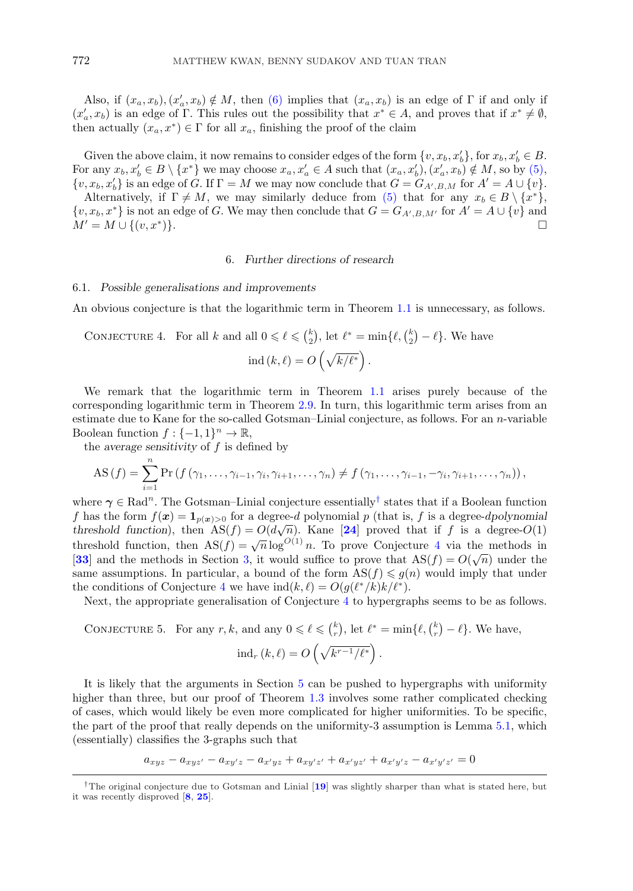Also, if $(x_a, x_b), (x'_a, x_b) \notin M$, then (6) implies that $(x_a, x_b)$ is an edge of $\Gamma$ if and only if $(x'_a, x_b)$ is an edge of $\Gamma$. This rules out the possibility that $x^* \in A$, and proves that if $x^* \neq \emptyset$, then actually $(x_a, x^*) \in \Gamma$ for all $x_a$, finishing the proof of the claim

Given the above claim, it now remains to consider edges of the form $\{v, x_b, x'_b\}$, for $x_b, x'_b \in B$. For any $x_b, x'_b \in B \setminus \{x^*\}$ we may choose $x_a, x'_a \in A$ such that $(x_a, x'_b), (x'_a, x_b) \notin M$, so by (5), $\{v, x_b, x'_b\}$ is an edge of $G$. If $\Gamma = M$ we may now conclude that $G = G_{A',B,M}$ for $A' = A \cup \{v\}$.

Alternatively, if $\Gamma \neq M$, we may similarly deduce from (5) that for any $x_b \in B \setminus \{x^*\}$, $\{v, x_b, x^*\}$ is not an edge of $G$. We may then conclude that $G = G_{A',B,M'}$ for $A' = A \cup \{v\}$ and $M' = M \cup \{(v, x^*)\}$. □

## 6. *Further directions of research*

### 6.1. *Possible generalisations and improvements*

An obvious conjecture is that the logarithmic term in Theorem 1.1 is unnecessary, as follows.

CONJECTURE 4. For all $k$ and all $0 \leqslant \ell \leqslant \binom{k}{2}$, let $\ell^* = \min\{\ell, \binom{k}{2} - \ell\}$. We have

$$\operatorname{ind}(k, \ell) = O\left(\sqrt{k/\ell^*}\right).$$

We remark that the logarithmic term in Theorem 1.1 arises purely because of the corresponding logarithmic term in Theorem 2.9. In turn, this logarithmic term arises from an estimate due to Kane for the so-called Gotsman–Linial conjecture, as follows. For an $n$-variable Boolean function $f : \{-1, 1\}^n \to \mathbb{R}$,

the *average sensitivity* of $f$ is defined by

$$\operatorname{AS}(f) = \sum_{i=1}^{n} \Pr\left(f(\gamma_1, \ldots, \gamma_{i-1}, \gamma_i, \gamma_{i+1}, \ldots, \gamma_n) \neq f(\gamma_1, \ldots, \gamma_{i-1}, -\gamma_i, \gamma_{i+1}, \ldots, \gamma_n)\right),$$

where $\boldsymbol{\gamma} \in \operatorname{Rad}^n$. The Gotsman–Linial conjecture essentially[†] states that if a Boolean function $f$ has the form $f(\boldsymbol{x}) = \mathbf{1}_{p(\boldsymbol{x})>0}$ for a degree-$d$ polynomial $p$ (that is, $f$ is a degree-$d$*polynomial threshold function*), then $\operatorname{AS}(f) = O(d\sqrt{n})$. Kane [**24**] proved that if $f$ is a degree-$O(1)$ threshold function, then $\operatorname{AS}(f) = \sqrt{n} \log^{O(1)} n$. To prove Conjecture 4 via the methods in [**33**] and the methods in Section 3, it would suffice to prove that $\operatorname{AS}(f) = O(\sqrt{n})$ under the same assumptions. In particular, a bound of the form $\operatorname{AS}(f) \leqslant g(n)$ would imply that under the conditions of Conjecture 4 we have $\operatorname{ind}(k, \ell) = O(g(\ell^*/k)k/\ell^*)$.

Next, the appropriate generalisation of Conjecture 4 to hypergraphs seems to be as follows.

CONJECTURE 5. For any $r, k$, and any $0 \leqslant \ell \leqslant \binom{k}{r}$, let $\ell^* = \min\{\ell, \binom{k}{r} - \ell\}$. We have,

$$\operatorname{ind}_r(k, \ell) = O\left(\sqrt{k^{r-1}/\ell^*}\right).$$

It is likely that the arguments in Section 5 can be pushed to hypergraphs with uniformity higher than three, but our proof of Theorem 1.3 involves some rather complicated checking of cases, which would likely be even more complicated for higher uniformities. To be specific, the part of the proof that really depends on the uniformity-3 assumption is Lemma 5.1, which (essentially) classifies the 3-graphs such that

$$a_{xyz} - a_{xyz'} - a_{xy'z} - a_{x'yz} + a_{xy'z'} + a_{x'yz'} + a_{x'y'z} - a_{x'y'z'} = 0$$

[†] The original conjecture due to Gotsman and Linial [**19**] was slightly sharper than what is stated here, but it was recently disproved [**8**, **25**].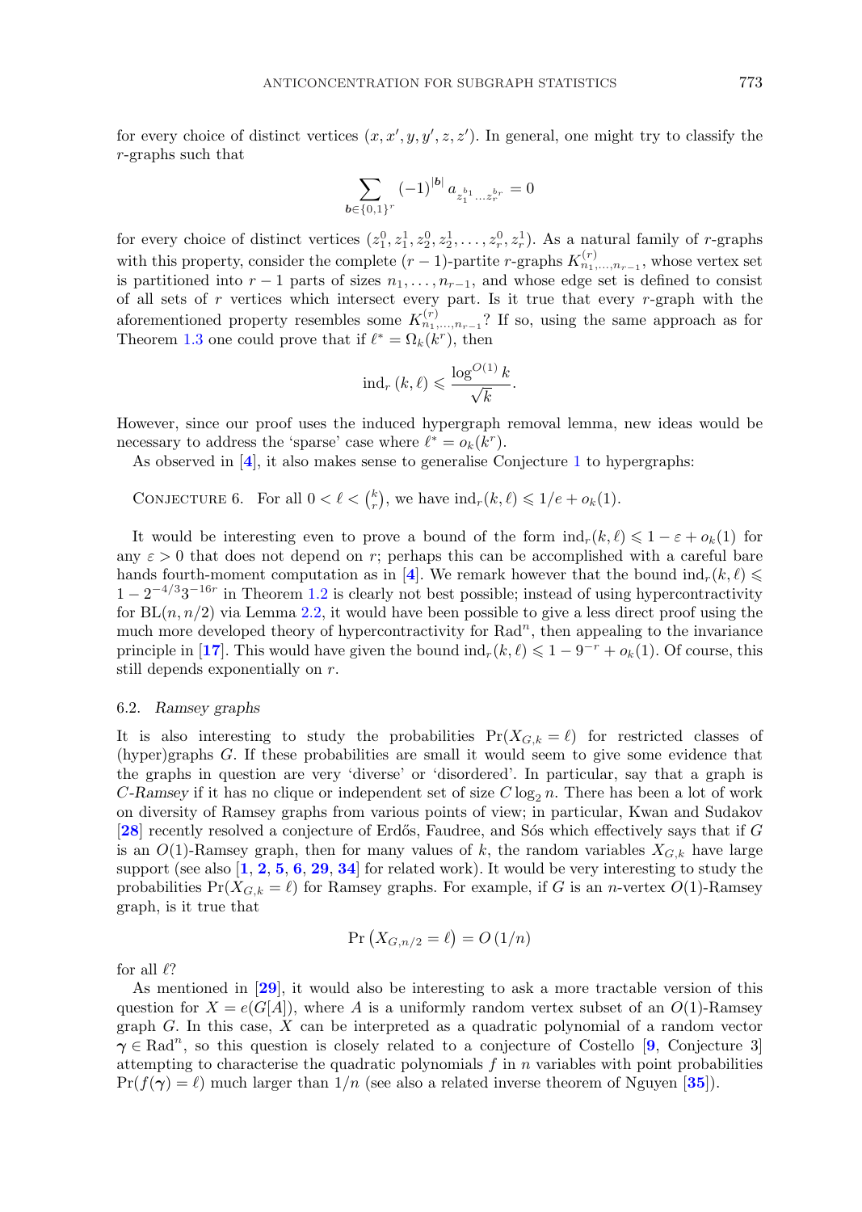for every choice of distinct vertices $(x, x', y, y', z, z')$. In general, one might try to classify the $r$-graphs such that

$$\sum_{\boldsymbol{b}\in\{0,1\}^r} (-1)^{|\boldsymbol{b}|}\, a_{z_1^{b_1}\dots z_r^{b_r}} = 0$$

for every choice of distinct vertices $(z_1^0, z_1^1, z_2^0, z_2^1, \dots, z_r^0, z_r^1)$. As a natural family of $r$-graphs with this property, consider the complete $(r-1)$-partite $r$-graphs $K^{(r)}_{n_1,\dots,n_{r-1}}$, whose vertex set is partitioned into $r-1$ parts of sizes $n_1, \dots, n_{r-1}$, and whose edge set is defined to consist of all sets of $r$ vertices which intersect every part. Is it true that every $r$-graph with the aforementioned property resembles some $K^{(r)}_{n_1,\dots,n_{r-1}}$? If so, using the same approach as for Theorem 1.3 one could prove that if $\ell^* = \Omega_k(k^r)$, then

$$\mathrm{ind}_r\,(k, \ell) \leqslant \frac{\log^{O(1)} k}{\sqrt{k}}.$$

However, since our proof uses the induced hypergraph removal lemma, new ideas would be necessary to address the 'sparse' case where $\ell^* = o_k(k^r)$.

As observed in [4], it also makes sense to generalise Conjecture 1 to hypergraphs:

Conjecture 6. For all $0 < \ell < \binom{k}{r}$, we have $\mathrm{ind}_r(k, \ell) \leqslant 1/e + o_k(1)$.

It would be interesting even to prove a bound of the form $\mathrm{ind}_r(k, \ell) \leqslant 1 - \varepsilon + o_k(1)$ for any $\varepsilon > 0$ that does not depend on $r$; perhaps this can be accomplished with a careful bare hands fourth-moment computation as in [4]. We remark however that the bound $\mathrm{ind}_r(k, \ell) \leqslant 1 - 2^{-4/3}3^{-16r}$ in Theorem 1.2 is clearly not best possible; instead of using hypercontractivity for $\mathrm{BL}(n, n/2)$ via Lemma 2.2, it would have been possible to give a less direct proof using the much more developed theory of hypercontractivity for $\mathrm{Rad}^n$, then appealing to the invariance principle in [17]. This would have given the bound $\mathrm{ind}_r(k, \ell) \leqslant 1 - 9^{-r} + o_k(1)$. Of course, this still depends exponentially on $r$.

### 6.2. *Ramsey graphs*

It is also interesting to study the probabilities $\Pr(X_{G,k} = \ell)$ for restricted classes of (hyper)graphs $G$. If these probabilities are small it would seem to give some evidence that the graphs in question are very 'diverse' or 'disordered'. In particular, say that a graph is *$C$-Ramsey* if it has no clique or independent set of size $C \log_2 n$. There has been a lot of work on diversity of Ramsey graphs from various points of view; in particular, Kwan and Sudakov [28] recently resolved a conjecture of Erdős, Faudree, and Sós which effectively says that if $G$ is an $O(1)$-Ramsey graph, then for many values of $k$, the random variables $X_{G,k}$ have large support (see also [1, 2, 5, 6, 29, 34] for related work). It would be very interesting to study the probabilities $\Pr(X_{G,k} = \ell)$ for Ramsey graphs. For example, if $G$ is an $n$-vertex $O(1)$-Ramsey graph, is it true that

$$\Pr\left(X_{G,n/2} = \ell\right) = O\left(1/n\right)$$

for all $\ell$?

As mentioned in [29], it would also be interesting to ask a more tractable version of this question for $X = e(G[A])$, where $A$ is a uniformly random vertex subset of an $O(1)$-Ramsey graph $G$. In this case, $X$ can be interpreted as a quadratic polynomial of a random vector $\boldsymbol{\gamma} \in \mathrm{Rad}^n$, so this question is closely related to a conjecture of Costello [9, Conjecture 3] attempting to characterise the quadratic polynomials $f$ in $n$ variables with point probabilities $\Pr(f(\boldsymbol{\gamma}) = \ell)$ much larger than $1/n$ (see also a related inverse theorem of Nguyen [35]).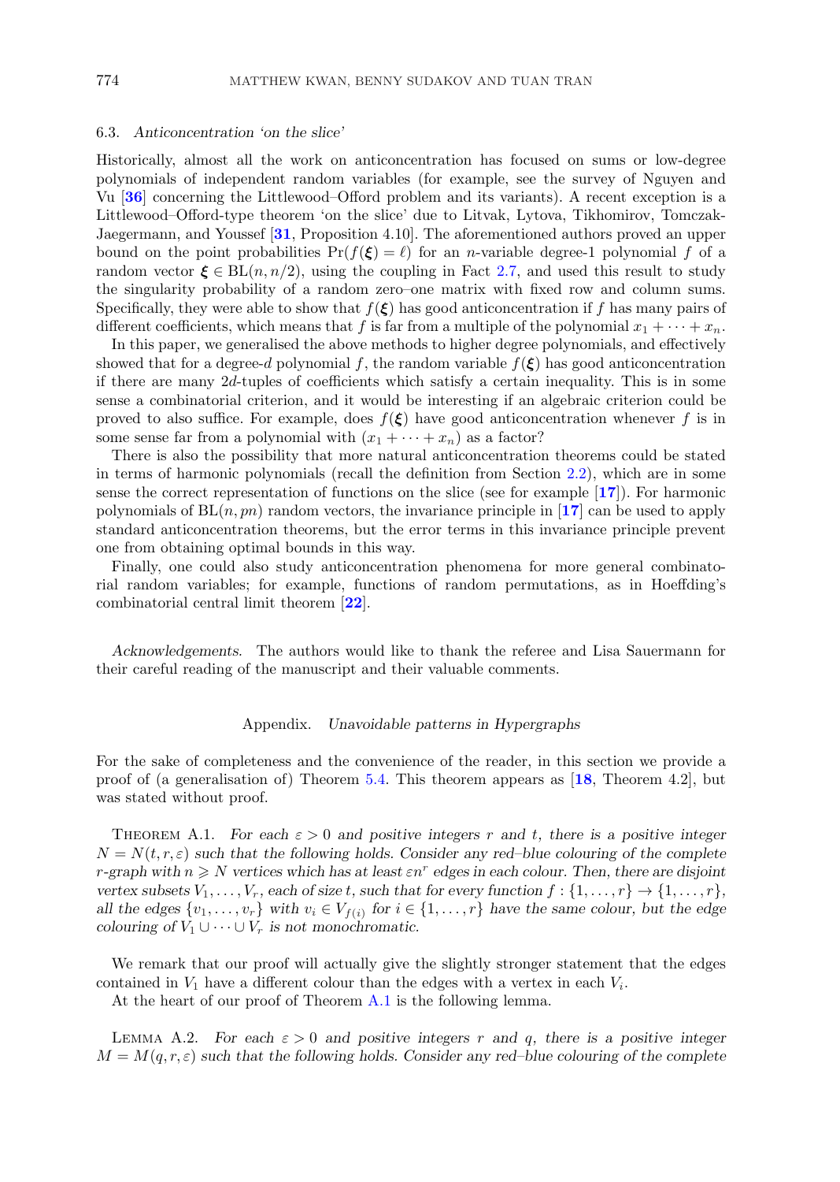### 6.3. *Anticoncentration 'on the slice'*

Historically, almost all the work on anticoncentration has focused on sums or low-degree polynomials of independent random variables (for example, see the survey of Nguyen and Vu [**36**] concerning the Littlewood–Offord problem and its variants). A recent exception is a Littlewood–Offord-type theorem 'on the slice' due to Litvak, Lytova, Tikhomirov, Tomczak-Jaegermann, and Youssef [**31**, Proposition 4.10]. The aforementioned authors proved an upper bound on the point probabilities $\Pr(f(\boldsymbol{\xi}) = \ell)$ for an $n$-variable degree-1 polynomial $f$ of a random vector $\boldsymbol{\xi} \in \mathrm{BL}(n, n/2)$, using the coupling in Fact 2.7, and used this result to study the singularity probability of a random zero–one matrix with fixed row and column sums. Specifically, they were able to show that $f(\boldsymbol{\xi})$ has good anticoncentration if $f$ has many pairs of different coefficients, which means that $f$ is far from a multiple of the polynomial $x_1 + \cdots + x_n$.

In this paper, we generalised the above methods to higher degree polynomials, and effectively showed that for a degree-$d$ polynomial $f$, the random variable $f(\boldsymbol{\xi})$ has good anticoncentration if there are many $2d$-tuples of coefficients which satisfy a certain inequality. This is in some sense a combinatorial criterion, and it would be interesting if an algebraic criterion could be proved to also suffice. For example, does $f(\boldsymbol{\xi})$ have good anticoncentration whenever $f$ is in some sense far from a polynomial with $(x_1 + \cdots + x_n)$ as a factor?

There is also the possibility that more natural anticoncentration theorems could be stated in terms of harmonic polynomials (recall the definition from Section 2.2), which are in some sense the correct representation of functions on the slice (see for example [**17**]). For harmonic polynomials of $\mathrm{BL}(n, pn)$ random vectors, the invariance principle in [**17**] can be used to apply standard anticoncentration theorems, but the error terms in this invariance principle prevent one from obtaining optimal bounds in this way.

Finally, one could also study anticoncentration phenomena for more general combinatorial random variables; for example, functions of random permutations, as in Hoeffding's combinatorial central limit theorem [**22**].

*Acknowledgements.* The authors would like to thank the referee and Lisa Sauermann for their careful reading of the manuscript and their valuable comments.

## Appendix. *Unavoidable patterns in Hypergraphs*

For the sake of completeness and the convenience of the reader, in this section we provide a proof of (a generalisation of) Theorem 5.4. This theorem appears as [**18**, Theorem 4.2], but was stated without proof.

THEOREM A.1. *For each $\varepsilon > 0$ and positive integers $r$ and $t$, there is a positive integer $N = N(t, r, \varepsilon)$ such that the following holds. Consider any red–blue colouring of the complete $r$-graph with $n \geqslant N$ vertices which has at least $\varepsilon n^r$ edges in each colour. Then, there are disjoint vertex subsets $V_1, \ldots, V_r$, each of size $t$, such that for every function $f : \{1, \ldots, r\} \to \{1, \ldots, r\}$, all the edges $\{v_1, \ldots, v_r\}$ with $v_i \in V_{f(i)}$ for $i \in \{1, \ldots, r\}$ have the same colour, but the edge colouring of $V_1 \cup \cdots \cup V_r$ is not monochromatic.*

We remark that our proof will actually give the slightly stronger statement that the edges contained in $V_1$ have a different colour than the edges with a vertex in each $V_i$.

At the heart of our proof of Theorem A.1 is the following lemma.

LEMMA A.2. *For each $\varepsilon > 0$ and positive integers $r$ and $q$, there is a positive integer $M = M(q, r, \varepsilon)$ such that the following holds. Consider any red–blue colouring of the complete*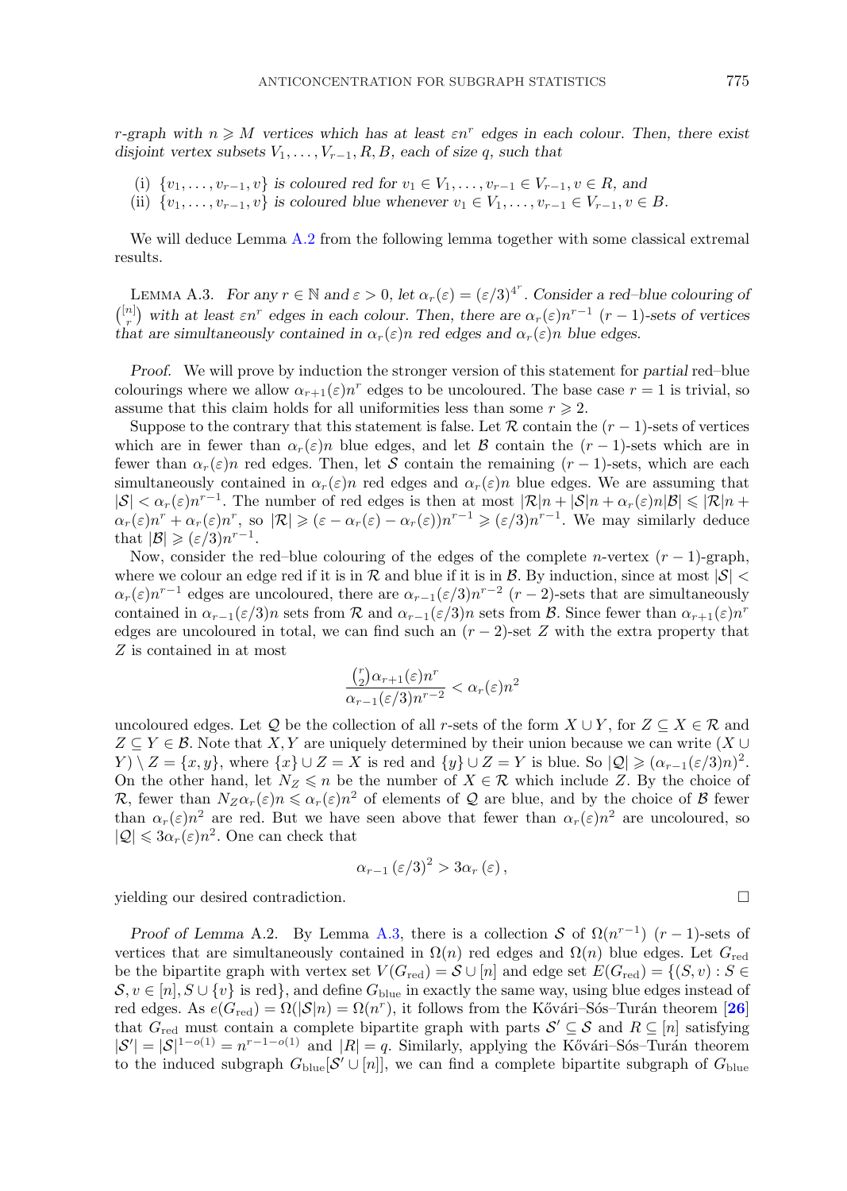*r-graph with $n \geqslant M$ vertices which has at least $\varepsilon n^r$ edges in each colour. Then, there exist disjoint vertex subsets $V_1, \dots, V_{r-1}, R, B$, each of size $q$, such that*

(i) *$\{v_1, \dots, v_{r-1}, v\}$ is coloured red for $v_1 \in V_1, \dots, v_{r-1} \in V_{r-1}, v \in R$, and*
(ii) *$\{v_1, \dots, v_{r-1}, v\}$ is coloured blue whenever $v_1 \in V_1, \dots, v_{r-1} \in V_{r-1}, v \in B$.*

We will deduce Lemma A.2 from the following lemma together with some classical extremal results.

Lemma A.3. *For any $r \in \mathbb{N}$ and $\varepsilon > 0$, let $\alpha_r(\varepsilon) = (\varepsilon/3)^{4^r}$. Consider a red–blue colouring of $\binom{[n]}{r}$ with at least $\varepsilon n^r$ edges in each colour. Then, there are $\alpha_r(\varepsilon)n^{r-1}$ $(r-1)$-sets of vertices that are simultaneously contained in $\alpha_r(\varepsilon)n$ red edges and $\alpha_r(\varepsilon)n$ blue edges.*

*Proof.* We will prove by induction the stronger version of this statement for *partial* red–blue colourings where we allow $\alpha_{r+1}(\varepsilon)n^r$ edges to be uncoloured. The base case $r = 1$ is trivial, so assume that this claim holds for all uniformities less than some $r \geqslant 2$.

Suppose to the contrary that this statement is false. Let $\mathcal{R}$ contain the $(r-1)$-sets of vertices which are in fewer than $\alpha_r(\varepsilon)n$ blue edges, and let $\mathcal{B}$ contain the $(r-1)$-sets which are in fewer than $\alpha_r(\varepsilon)n$ red edges. Then, let $\mathcal{S}$ contain the remaining $(r-1)$-sets, which are each simultaneously contained in $\alpha_r(\varepsilon)n$ red edges and $\alpha_r(\varepsilon)n$ blue edges. We are assuming that $|\mathcal{S}| < \alpha_r(\varepsilon)n^{r-1}$. The number of red edges is then at most $|\mathcal{R}|n + |\mathcal{S}|n + \alpha_r(\varepsilon)n|\mathcal{B}| \leqslant |\mathcal{R}|n + \alpha_r(\varepsilon)n^r + \alpha_r(\varepsilon)n^r$, so $|\mathcal{R}| \geqslant (\varepsilon - \alpha_r(\varepsilon) - \alpha_r(\varepsilon))n^{r-1} \geqslant (\varepsilon/3)n^{r-1}$. We may similarly deduce that $|\mathcal{B}| \geqslant (\varepsilon/3)n^{r-1}$.

Now, consider the red–blue colouring of the edges of the complete $n$-vertex $(r-1)$-graph, where we colour an edge red if it is in $\mathcal{R}$ and blue if it is in $\mathcal{B}$. By induction, since at most $|\mathcal{S}| < \alpha_r(\varepsilon)n^{r-1}$ edges are uncoloured, there are $\alpha_{r-1}(\varepsilon/3)n^{r-2}$ $(r-2)$-sets that are simultaneously contained in $\alpha_{r-1}(\varepsilon/3)n$ sets from $\mathcal{R}$ and $\alpha_{r-1}(\varepsilon/3)n$ sets from $\mathcal{B}$. Since fewer than $\alpha_{r+1}(\varepsilon)n^r$ edges are uncoloured in total, we can find such an $(r-2)$-set $Z$ with the extra property that $Z$ is contained in at most

$$\frac{\binom{r}{2}\alpha_{r+1}(\varepsilon)n^r}{\alpha_{r-1}(\varepsilon/3)n^{r-2}} < \alpha_r(\varepsilon)n^2$$

uncoloured edges. Let $\mathcal{Q}$ be the collection of all $r$-sets of the form $X \cup Y$, for $Z \subseteq X \in \mathcal{R}$ and $Z \subseteq Y \in \mathcal{B}$. Note that $X, Y$ are uniquely determined by their union because we can write $(X \cup Y) \setminus Z = \{x, y\}$, where $\{x\} \cup Z = X$ is red and $\{y\} \cup Z = Y$ is blue. So $|\mathcal{Q}| \geqslant (\alpha_{r-1}(\varepsilon/3)n)^2$. On the other hand, let $N_Z \leqslant n$ be the number of $X \in \mathcal{R}$ which include $Z$. By the choice of $\mathcal{R}$, fewer than $N_Z\alpha_r(\varepsilon)n \leqslant \alpha_r(\varepsilon)n^2$ of elements of $\mathcal{Q}$ are blue, and by the choice of $\mathcal{B}$ fewer than $\alpha_r(\varepsilon)n^2$ are red. But we have seen above that fewer than $\alpha_r(\varepsilon)n^2$ are uncoloured, so $|\mathcal{Q}| \leqslant 3\alpha_r(\varepsilon)n^2$. One can check that

$$\alpha_{r-1}(\varepsilon/3)^2 > 3\alpha_r(\varepsilon),$$

yielding our desired contradiction. $\square$

*Proof of Lemma* A.2. By Lemma A.3, there is a collection $\mathcal{S}$ of $\Omega(n^{r-1})$ $(r-1)$-sets of vertices that are simultaneously contained in $\Omega(n)$ red edges and $\Omega(n)$ blue edges. Let $G_{\text{red}}$ be the bipartite graph with vertex set $V(G_{\text{red}}) = \mathcal{S} \cup [n]$ and edge set $E(G_{\text{red}}) = \{(S, v) : S \in \mathcal{S}, v \in [n], S \cup \{v\} \text{ is red}\}$, and define $G_{\text{blue}}$ in exactly the same way, using blue edges instead of red edges. As $e(G_{\text{red}}) = \Omega(|\mathcal{S}|n) = \Omega(n^r)$, it follows from the Kővári–Sós–Turán theorem [26] that $G_{\text{red}}$ must contain a complete bipartite graph with parts $\mathcal{S}' \subseteq \mathcal{S}$ and $R \subseteq [n]$ satisfying $|\mathcal{S}'| = |\mathcal{S}|^{1-o(1)} = n^{r-1-o(1)}$ and $|R| = q$. Similarly, applying the Kővári–Sós–Turán theorem to the induced subgraph $G_{\text{blue}}[\mathcal{S}' \cup [n]]$, we can find a complete bipartite subgraph of $G_{\text{blue}}$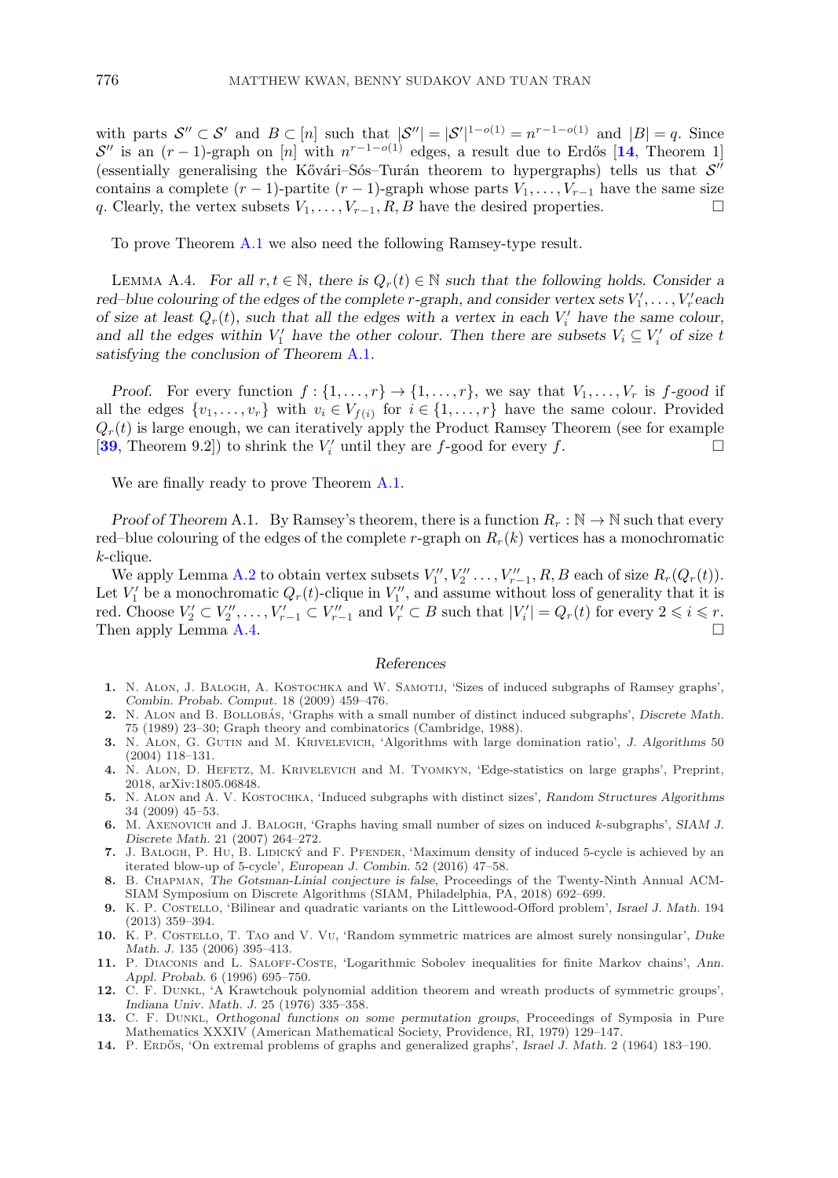with parts $\mathcal{S}'' \subset \mathcal{S}'$ and $B \subset [n]$ such that $|\mathcal{S}''| = |\mathcal{S}'|^{1-o(1)} = n^{r-1-o(1)}$ and $|B| = q$. Since $\mathcal{S}''$ is an $(r-1)$-graph on $[n]$ with $n^{r-1-o(1)}$ edges, a result due to Erdős [**14**, Theorem 1] (essentially generalising the Kővári–Sós–Turán theorem to hypergraphs) tells us that $\mathcal{S}''$ contains a complete $(r-1)$-partite $(r-1)$-graph whose parts $V_1, \ldots, V_{r-1}$ have the same size $q$. Clearly, the vertex subsets $V_1, \ldots, V_{r-1}, R, B$ have the desired properties. □

To prove Theorem A.1 we also need the following Ramsey-type result.

LEMMA A.4. *For all $r, t \in \mathbb{N}$, there is $Q_r(t) \in \mathbb{N}$ such that the following holds. Consider a red–blue colouring of the edges of the complete $r$-graph, and consider vertex sets $V_1', \ldots, V_r'$ each of size at least $Q_r(t)$, such that all the edges with a vertex in each $V_i'$ have the same colour, and all the edges within $V_1'$ have the other colour. Then there are subsets $V_i \subseteq V_i'$ of size $t$ satisfying the conclusion of Theorem A.1.*

*Proof.* For every function $f : \{1, \ldots, r\} \to \{1, \ldots, r\}$, we say that $V_1, \ldots, V_r$ is *$f$-good* if all the edges $\{v_1, \ldots, v_r\}$ with $v_i \in V_{f(i)}$ for $i \in \{1, \ldots, r\}$ have the same colour. Provided $Q_r(t)$ is large enough, we can iteratively apply the Product Ramsey Theorem (see for example [**39**, Theorem 9.2]) to shrink the $V_i'$ until they are $f$-good for every $f$. □

We are finally ready to prove Theorem A.1.

*Proof of Theorem* A.1. By Ramsey's theorem, there is a function $R_r : \mathbb{N} \to \mathbb{N}$ such that every red–blue colouring of the edges of the complete $r$-graph on $R_r(k)$ vertices has a monochromatic $k$-clique.

We apply Lemma A.2 to obtain vertex subsets $V_1'', V_2'' \ldots, V_{r-1}'', R, B$ each of size $R_r(Q_r(t))$. Let $V_1'$ be a monochromatic $Q_r(t)$-clique in $V_1''$, and assume without loss of generality that it is red. Choose $V_2' \subset V_2'', \ldots, V_{r-1}' \subset V_{r-1}''$ and $V_r' \subset B$ such that $|V_i'| = Q_r(t)$ for every $2 \leqslant i \leqslant r$. Then apply Lemma A.4. □

## References

1. N. Alon, J. Balogh, A. Kostochka and W. Samotij, 'Sizes of induced subgraphs of Ramsey graphs', *Combin. Probab. Comput.* 18 (2009) 459–476.
2. N. Alon and B. Bollobás, 'Graphs with a small number of distinct induced subgraphs', *Discrete Math.* 75 (1989) 23–30; Graph theory and combinatorics (Cambridge, 1988).
3. N. Alon, G. Gutin and M. Krivelevich, 'Algorithms with large domination ratio', *J. Algorithms* 50 (2004) 118–131.
4. N. Alon, D. Hefetz, M. Krivelevich and M. Tyomkyn, 'Edge-statistics on large graphs', Preprint, 2018, arXiv:1805.06848.
5. N. Alon and A. V. Kostochka, 'Induced subgraphs with distinct sizes', *Random Structures Algorithms* 34 (2009) 45–53.
6. M. Axenovich and J. Balogh, 'Graphs having small number of sizes on induced $k$-subgraphs', *SIAM J. Discrete Math.* 21 (2007) 264–272.
7. J. Balogh, P. Hu, B. Lidický and F. Pfender, 'Maximum density of induced 5-cycle is achieved by an iterated blow-up of 5-cycle', *European J. Combin.* 52 (2016) 47–58.
8. B. Chapman, *The Gotsman-Linial conjecture is false*, Proceedings of the Twenty-Ninth Annual ACM-SIAM Symposium on Discrete Algorithms (SIAM, Philadelphia, PA, 2018) 692–699.
9. K. P. Costello, 'Bilinear and quadratic variants on the Littlewood-Offord problem', *Israel J. Math.* 194 (2013) 359–394.
10. K. P. Costello, T. Tao and V. Vu, 'Random symmetric matrices are almost surely nonsingular', *Duke Math. J.* 135 (2006) 395–413.
11. P. Diaconis and L. Saloff-Coste, 'Logarithmic Sobolev inequalities for finite Markov chains', *Ann. Appl. Probab.* 6 (1996) 695–750.
12. C. F. Dunkl, 'A Krawtchouk polynomial addition theorem and wreath products of symmetric groups', *Indiana Univ. Math. J.* 25 (1976) 335–358.
13. C. F. Dunkl, *Orthogonal functions on some permutation groups*, Proceedings of Symposia in Pure Mathematics XXXIV (American Mathematical Society, Providence, RI, 1979) 129–147.
14. P. Erdős, 'On extremal problems of graphs and generalized graphs', *Israel J. Math.* 2 (1964) 183–190.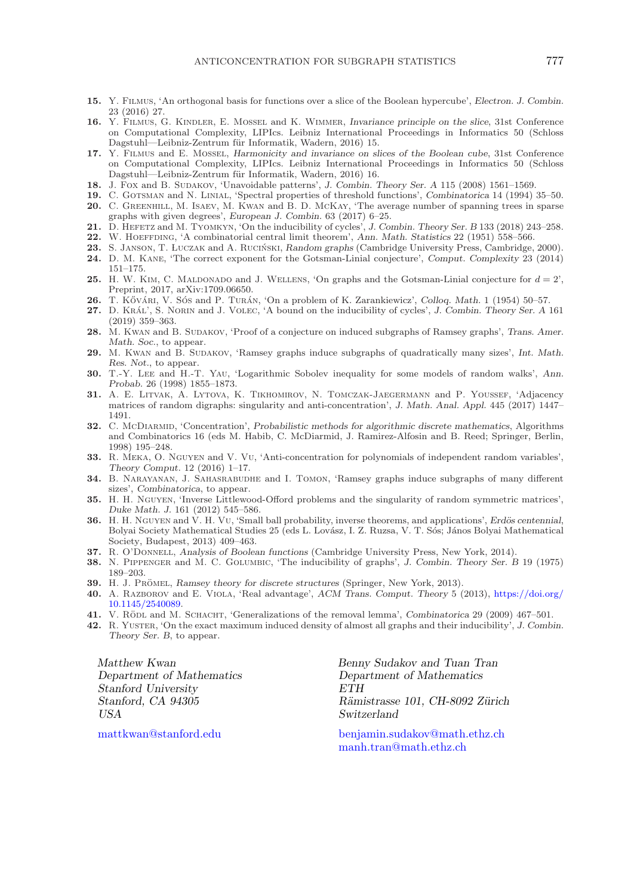15. Y. Filmus, 'An orthogonal basis for functions over a slice of the Boolean hypercube', *Electron. J. Combin.* 23 (2016) 27.
16. Y. Filmus, G. Kindler, E. Mossel and K. Wimmer, *Invariance principle on the slice*, 31st Conference on Computational Complexity, LIPIcs. Leibniz International Proceedings in Informatics 50 (Schloss Dagstuhl—Leibniz-Zentrum für Informatik, Wadern, 2016) 15.
17. Y. Filmus and E. Mossel, *Harmonicity and invariance on slices of the Boolean cube*, 31st Conference on Computational Complexity, LIPIcs. Leibniz International Proceedings in Informatics 50 (Schloss Dagstuhl—Leibniz-Zentrum für Informatik, Wadern, 2016) 16.
18. J. Fox and B. Sudakov, 'Unavoidable patterns', *J. Combin. Theory Ser. A* 115 (2008) 1561–1569.
19. C. Gotsman and N. Linial, 'Spectral properties of threshold functions', *Combinatorica* 14 (1994) 35–50.
20. C. Greenhill, M. Isaev, M. Kwan and B. D. McKay, 'The average number of spanning trees in sparse graphs with given degrees', *European J. Combin.* 63 (2017) 6–25.
21. D. Hefetz and M. Tyomkyn, 'On the inducibility of cycles', *J. Combin. Theory Ser. B* 133 (2018) 243–258.
22. W. Hoeffding, 'A combinatorial central limit theorem', *Ann. Math. Statistics* 22 (1951) 558–566.
23. S. Janson, T. Łuczak and A. Ruciński, *Random graphs* (Cambridge University Press, Cambridge, 2000).
24. D. M. Kane, 'The correct exponent for the Gotsman-Linial conjecture', *Comput. Complexity* 23 (2014) 151–175.
25. H. W. Kim, C. Maldonado and J. Wellens, 'On graphs and the Gotsman-Linial conjecture for $d = 2$', Preprint, 2017, arXiv:1709.06650.
26. T. Kővári, V. Sós and P. Turán, 'On a problem of K. Zarankiewicz', *Colloq. Math.* 1 (1954) 50–57.
27. D. Král', S. Norin and J. Volec, 'A bound on the inducibility of cycles', *J. Combin. Theory Ser. A* 161 (2019) 359–363.
28. M. Kwan and B. Sudakov, 'Proof of a conjecture on induced subgraphs of Ramsey graphs', *Trans. Amer. Math. Soc.*, to appear.
29. M. Kwan and B. Sudakov, 'Ramsey graphs induce subgraphs of quadratically many sizes', *Int. Math. Res. Not.*, to appear.
30. T.-Y. Lee and H.-T. Yau, 'Logarithmic Sobolev inequality for some models of random walks', *Ann. Probab.* 26 (1998) 1855–1873.
31. A. E. Litvak, A. Lytova, K. Tikhomirov, N. Tomczak-Jaegermann and P. Youssef, 'Adjacency matrices of random digraphs: singularity and anti-concentration', *J. Math. Anal. Appl.* 445 (2017) 1447–1491.
32. C. McDiarmid, 'Concentration', *Probabilistic methods for algorithmic discrete mathematics*, Algorithms and Combinatorics 16 (eds M. Habib, C. McDiarmid, J. Ramirez-Alfosin and B. Reed; Springer, Berlin, 1998) 195–248.
33. R. Meka, O. Nguyen and V. Vu, 'Anti-concentration for polynomials of independent random variables', *Theory Comput.* 12 (2016) 1–17.
34. B. Narayanan, J. Sahasrabudhe and I. Tomon, 'Ramsey graphs induce subgraphs of many different sizes', *Combinatorica*, to appear.
35. H. H. Nguyen, 'Inverse Littlewood-Offord problems and the singularity of random symmetric matrices', *Duke Math. J.* 161 (2012) 545–586.
36. H. H. Nguyen and V. H. Vu, 'Small ball probability, inverse theorems, and applications', *Erdös centennial*, Bolyai Society Mathematical Studies 25 (eds L. Lovász, I. Z. Ruzsa, V. T. Sós; János Bolyai Mathematical Society, Budapest, 2013) 409–463.
37. R. O'Donnell, *Analysis of Boolean functions* (Cambridge University Press, New York, 2014).
38. N. Pippenger and M. C. Golumbic, 'The inducibility of graphs', *J. Combin. Theory Ser. B* 19 (1975) 189–203.
39. H. J. Prömel, *Ramsey theory for discrete structures* (Springer, New York, 2013).
40. A. Razborov and E. Viola, 'Real advantage', *ACM Trans. Comput. Theory* 5 (2013), https://doi.org/10.1145/2540089.
41. V. Rödl and M. Schacht, 'Generalizations of the removal lemma', *Combinatorica* 29 (2009) 467–501.
42. R. Yuster, 'On the exact maximum induced density of almost all graphs and their inducibility', *J. Combin. Theory Ser. B*, to appear.

*Matthew Kwan*
*Department of Mathematics*
*Stanford University*
*Stanford, CA 94305*
*USA*

mattkwan@stanford.edu

*Benny Sudakov and Tuan Tran*
*Department of Mathematics*
*ETH*
*Rämistrasse 101, CH-8092 Zürich*
*Switzerland*

benjamin.sudakov@math.ethz.ch
manh.tran@math.ethz.ch